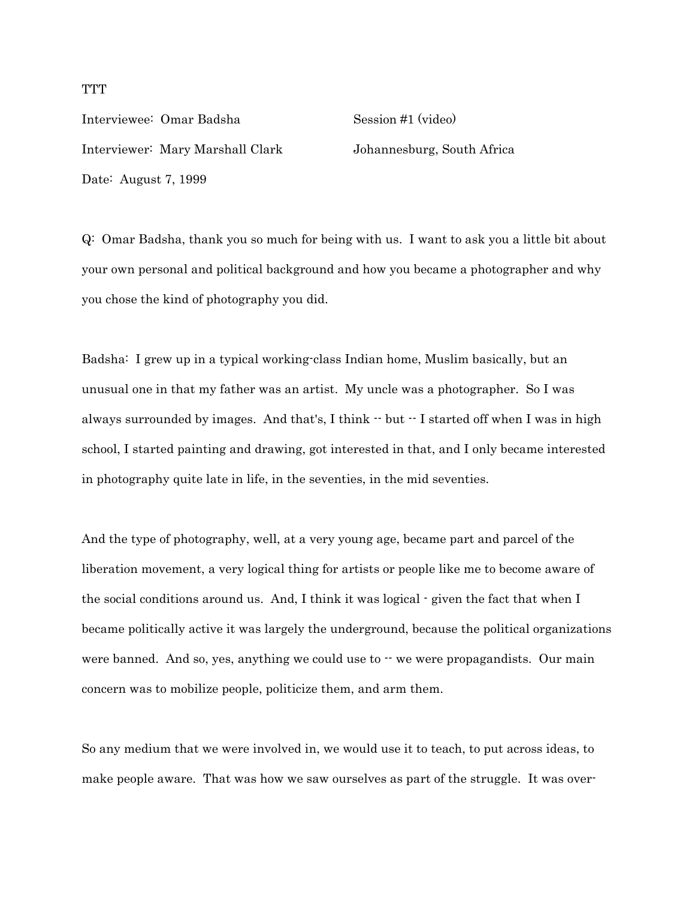TTT

Interviewee: Omar Badsha Session #1 (video)

Interviewer: Mary Marshall Clark Johannesburg, South Africa

Date: August 7, 1999

Q: Omar Badsha, thank you so much for being with us. I want to ask you a little bit about your own personal and political background and how you became a photographer and why you chose the kind of photography you did.

Badsha: I grew up in a typical working-class Indian home, Muslim basically, but an unusual one in that my father was an artist. My uncle was a photographer. So I was always surrounded by images. And that's, I think -- but -- I started off when I was in high school, I started painting and drawing, got interested in that, and I only became interested in photography quite late in life, in the seventies, in the mid seventies.

And the type of photography, well, at a very young age, became part and parcel of the liberation movement, a very logical thing for artists or people like me to become aware of the social conditions around us. And, I think it was logical - given the fact that when I became politically active it was largely the underground, because the political organizations were banned. And so, yes, anything we could use to -- we were propagandists. Our main concern was to mobilize people, politicize them, and arm them.

So any medium that we were involved in, we would use it to teach, to put across ideas, to make people aware. That was how we saw ourselves as part of the struggle. It was over-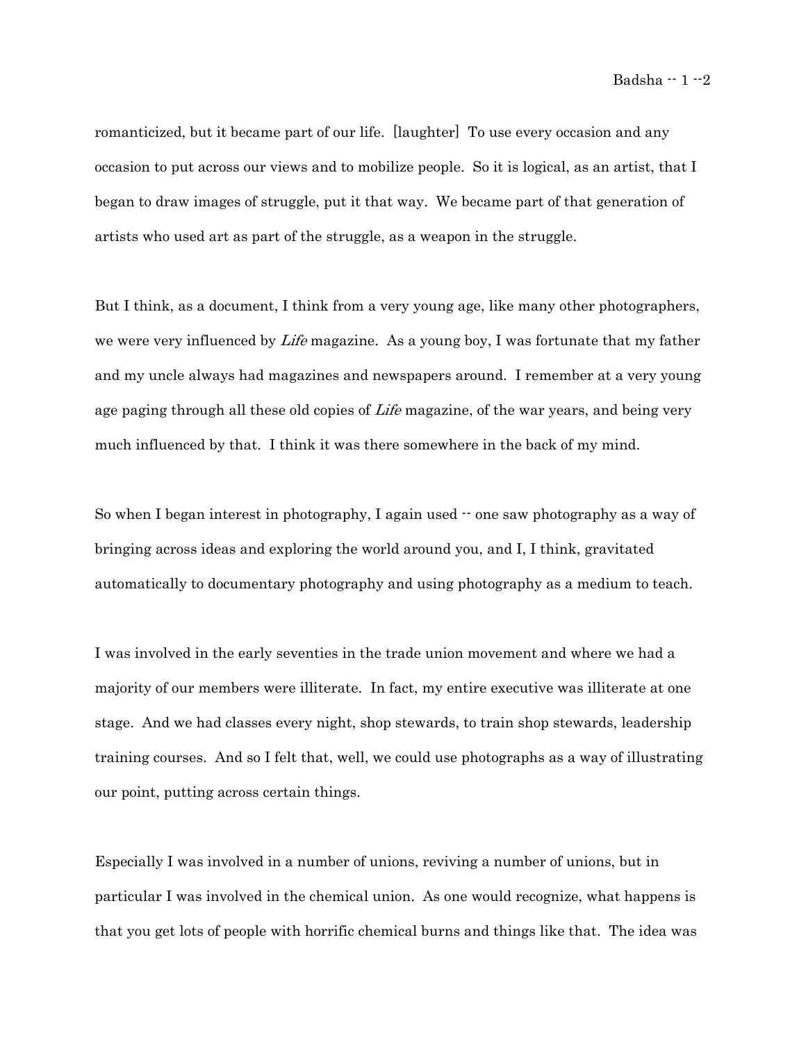romanticized, but it became part of our life. [laughter] To use every occasion and any occasion to put across our views and to mobilize people. So it is logical, as an artist, that I began to draw images of struggle, put it that way. We became part of that generation of artists who used art as part of the struggle, as a weapon in the struggle.

But I think, as a document, I think from a very young age, like many other photographers, we were very influenced by *Life* magazine. As a young boy, I was fortunate that my father and my uncle always had magazines and newspapers around. I remember at a very young age paging through all these old copies of *Life* magazine, of the war years, and being very much influenced by that. I think it was there somewhere in the back of my mind.

So when I began interest in photography, I again used -- one saw photography as a way of bringing across ideas and exploring the world around you, and I, I think, gravitated automatically to documentary photography and using photography as a medium to teach.

I was involved in the early seventies in the trade union movement and where we had a majority of our members were illiterate. In fact, my entire executive was illiterate at one stage. And we had classes every night, shop stewards, to train shop stewards, leadership training courses. And so I felt that, well, we could use photographs as a way of illustrating our point, putting across certain things.

Especially I was involved in a number of unions, reviving a number of unions, but in particular I was involved in the chemical union. As one would recognize, what happens is that you get lots of people with horrific chemical burns and things like that. The idea was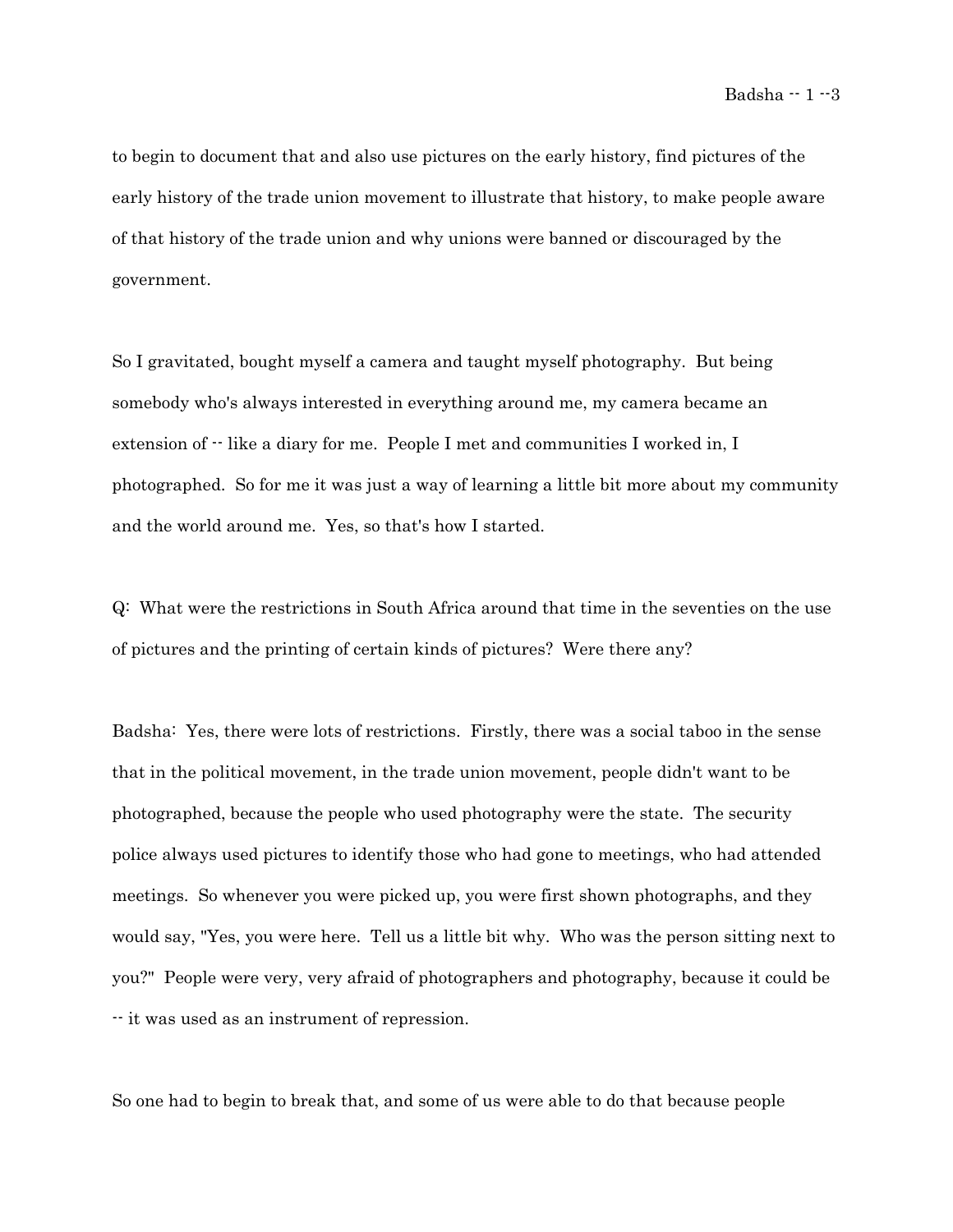to begin to document that and also use pictures on the early history, find pictures of the early history of the trade union movement to illustrate that history, to make people aware of that history of the trade union and why unions were banned or discouraged by the government.

So I gravitated, bought myself a camera and taught myself photography. But being somebody who's always interested in everything around me, my camera became an extension of -- like a diary for me. People I met and communities I worked in, I photographed. So for me it was just a way of learning a little bit more about my community and the world around me. Yes, so that's how I started.

Q: What were the restrictions in South Africa around that time in the seventies on the use of pictures and the printing of certain kinds of pictures? Were there any?

Badsha: Yes, there were lots of restrictions. Firstly, there was a social taboo in the sense that in the political movement, in the trade union movement, people didn't want to be photographed, because the people who used photography were the state. The security police always used pictures to identify those who had gone to meetings, who had attended meetings. So whenever you were picked up, you were first shown photographs, and they would say, "Yes, you were here. Tell us a little bit why. Who was the person sitting next to you?" People were very, very afraid of photographers and photography, because it could be -- it was used as an instrument of repression.

So one had to begin to break that, and some of us were able to do that because people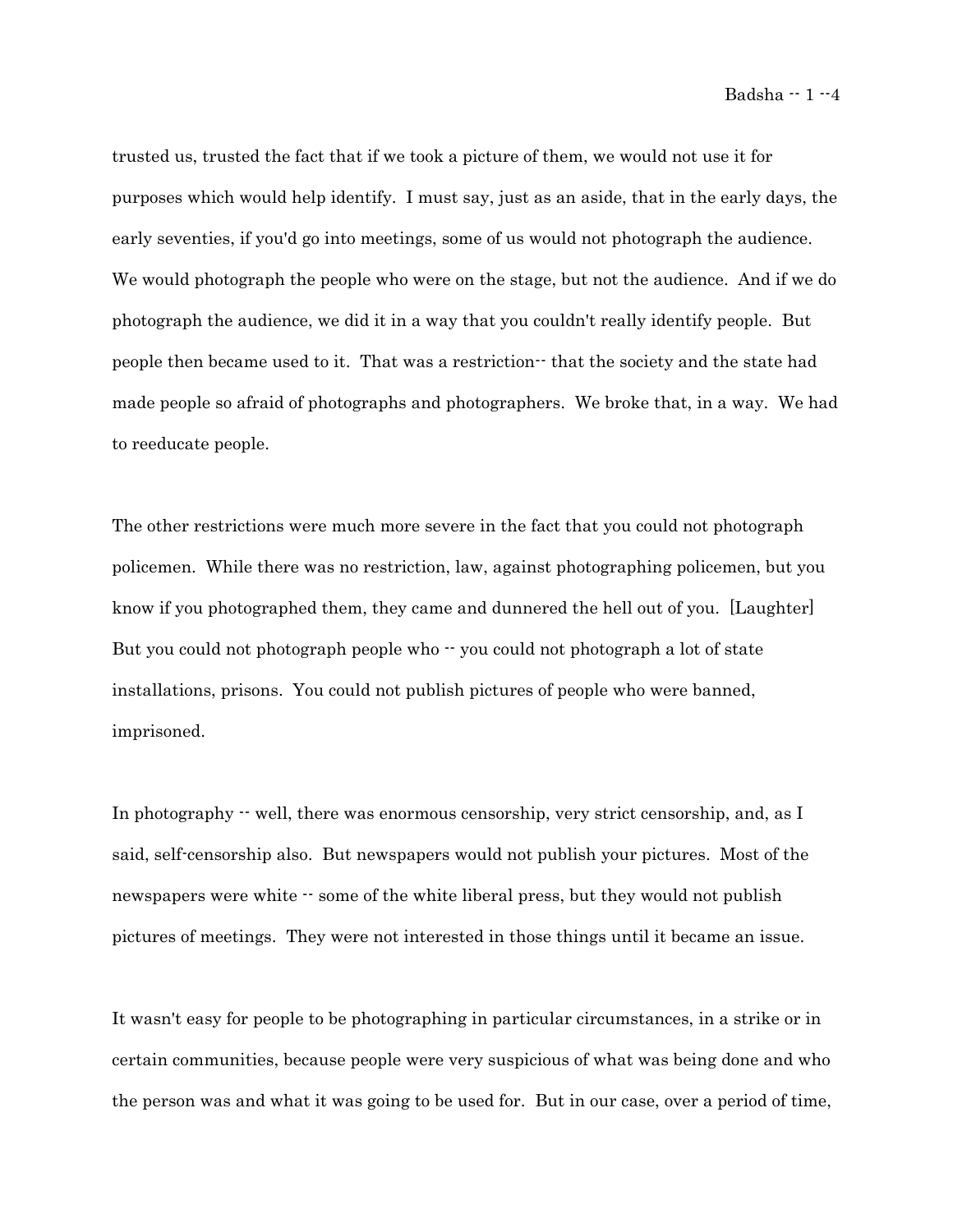trusted us, trusted the fact that if we took a picture of them, we would not use it for purposes which would help identify. I must say, just as an aside, that in the early days, the early seventies, if you'd go into meetings, some of us would not photograph the audience. We would photograph the people who were on the stage, but not the audience. And if we do photograph the audience, we did it in a way that you couldn't really identify people. But people then became used to it. That was a restriction-- that the society and the state had made people so afraid of photographs and photographers. We broke that, in a way. We had to reeducate people.

The other restrictions were much more severe in the fact that you could not photograph policemen. While there was no restriction, law, against photographing policemen, but you know if you photographed them, they came and dunnered the hell out of you. [Laughter] But you could not photograph people who -- you could not photograph a lot of state installations, prisons. You could not publish pictures of people who were banned, imprisoned.

In photography -- well, there was enormous censorship, very strict censorship, and, as I said, self-censorship also. But newspapers would not publish your pictures. Most of the newspapers were white -- some of the white liberal press, but they would not publish pictures of meetings. They were not interested in those things until it became an issue.

It wasn't easy for people to be photographing in particular circumstances, in a strike or in certain communities, because people were very suspicious of what was being done and who the person was and what it was going to be used for. But in our case, over a period of time,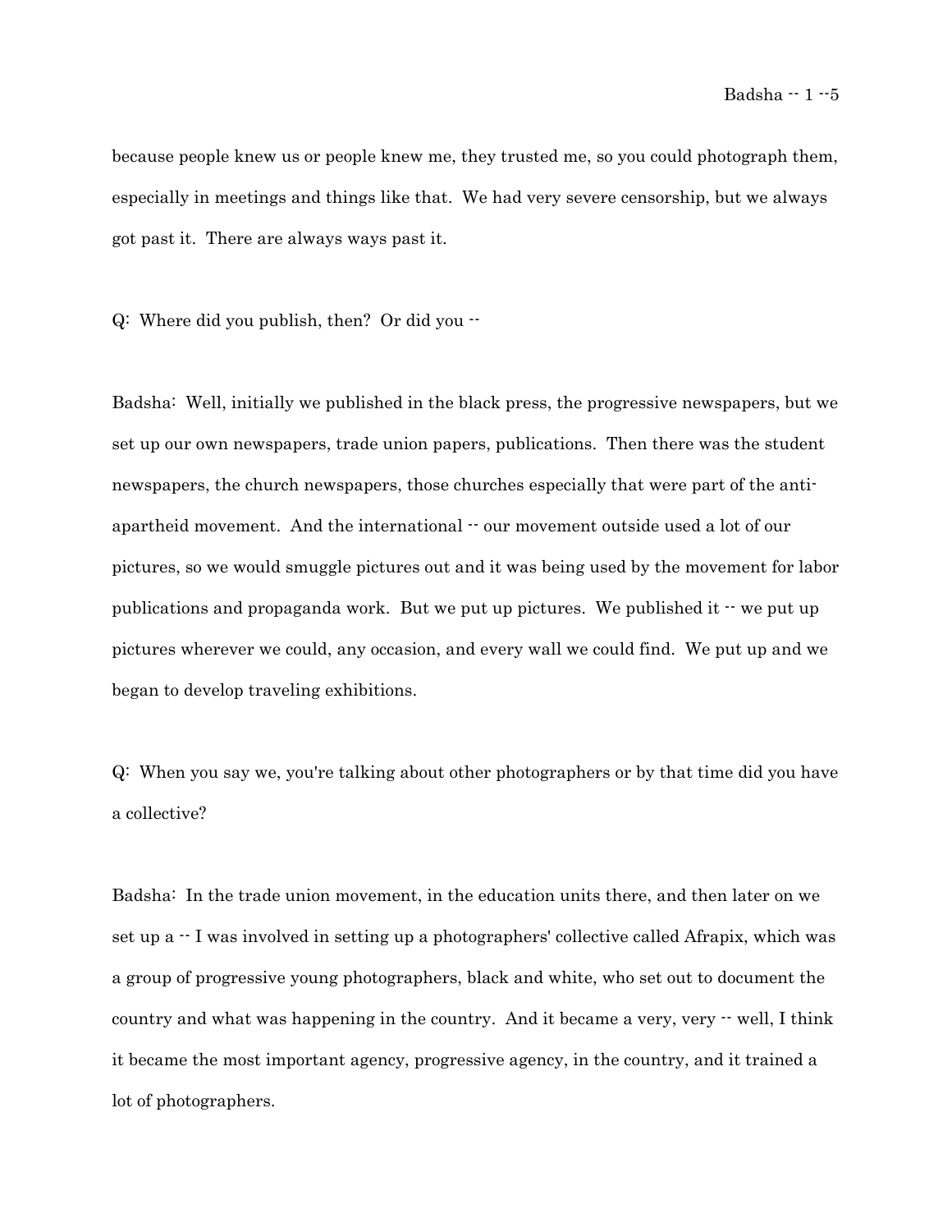because people knew us or people knew me, they trusted me, so you could photograph them, especially in meetings and things like that. We had very severe censorship, but we always got past it. There are always ways past it.

Q: Where did you publish, then? Or did you --

Badsha: Well, initially we published in the black press, the progressive newspapers, but we set up our own newspapers, trade union papers, publications. Then there was the student newspapers, the church newspapers, those churches especially that were part of the anti-apartheid movement. And the international -- our movement outside used a lot of our pictures, so we would smuggle pictures out and it was being used by the movement for labor publications and propaganda work. But we put up pictures. We published it -- we put up pictures wherever we could, any occasion, and every wall we could find. We put up and we began to develop traveling exhibitions.

Q: When you say we, you're talking about other photographers or by that time did you have a collective?

Badsha: In the trade union movement, in the education units there, and then later on we set up a -- I was involved in setting up a photographers' collective called Afrapix, which was a group of progressive young photographers, black and white, who set out to document the country and what was happening in the country. And it became a very, very -- well, I think it became the most important agency, progressive agency, in the country, and it trained a lot of photographers.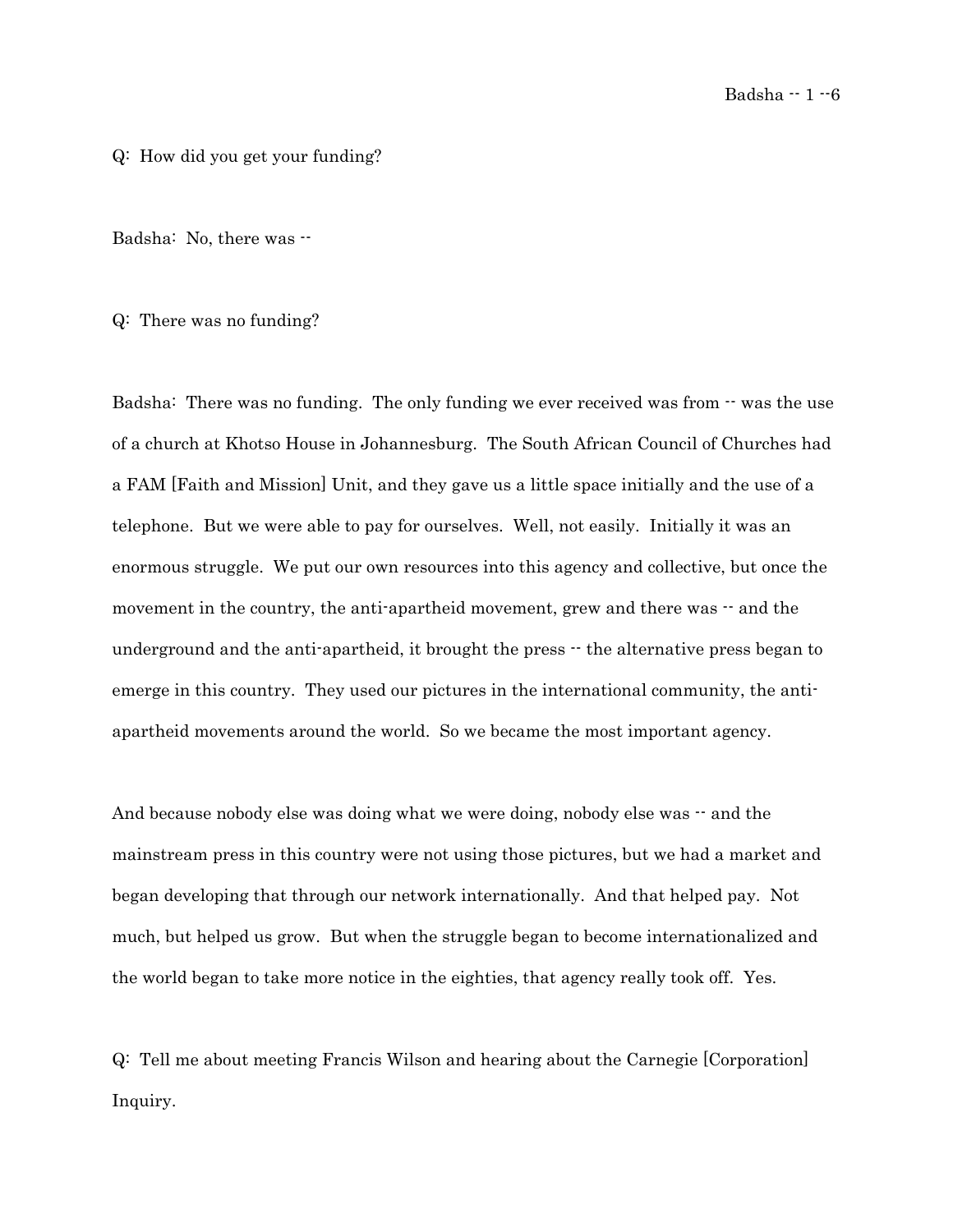Q: How did you get your funding?

Badsha: No, there was --

Q: There was no funding?

Badsha: There was no funding. The only funding we ever received was from -- was the use of a church at Khotso House in Johannesburg. The South African Council of Churches had a FAM [Faith and Mission] Unit, and they gave us a little space initially and the use of a telephone. But we were able to pay for ourselves. Well, not easily. Initially it was an enormous struggle. We put our own resources into this agency and collective, but once the movement in the country, the anti-apartheid movement, grew and there was -- and the underground and the anti-apartheid, it brought the press -- the alternative press began to emerge in this country. They used our pictures in the international community, the anti-apartheid movements around the world. So we became the most important agency.

And because nobody else was doing what we were doing, nobody else was -- and the mainstream press in this country were not using those pictures, but we had a market and began developing that through our network internationally. And that helped pay. Not much, but helped us grow. But when the struggle began to become internationalized and the world began to take more notice in the eighties, that agency really took off. Yes.

Q: Tell me about meeting Francis Wilson and hearing about the Carnegie [Corporation] Inquiry.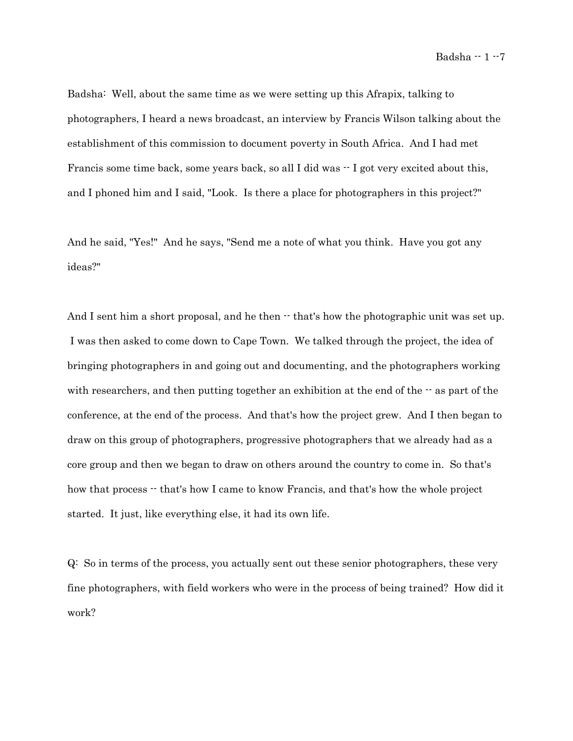Badsha: Well, about the same time as we were setting up this Afrapix, talking to photographers, I heard a news broadcast, an interview by Francis Wilson talking about the establishment of this commission to document poverty in South Africa. And I had met Francis some time back, some years back, so all I did was -- I got very excited about this, and I phoned him and I said, "Look. Is there a place for photographers in this project?"

And he said, "Yes!" And he says, "Send me a note of what you think. Have you got any ideas?"

And I sent him a short proposal, and he then -- that's how the photographic unit was set up. I was then asked to come down to Cape Town. We talked through the project, the idea of bringing photographers in and going out and documenting, and the photographers working with researchers, and then putting together an exhibition at the end of the -- as part of the conference, at the end of the process. And that's how the project grew. And I then began to draw on this group of photographers, progressive photographers that we already had as a core group and then we began to draw on others around the country to come in. So that's how that process -- that's how I came to know Francis, and that's how the whole project started. It just, like everything else, it had its own life.

Q: So in terms of the process, you actually sent out these senior photographers, these very fine photographers, with field workers who were in the process of being trained? How did it work?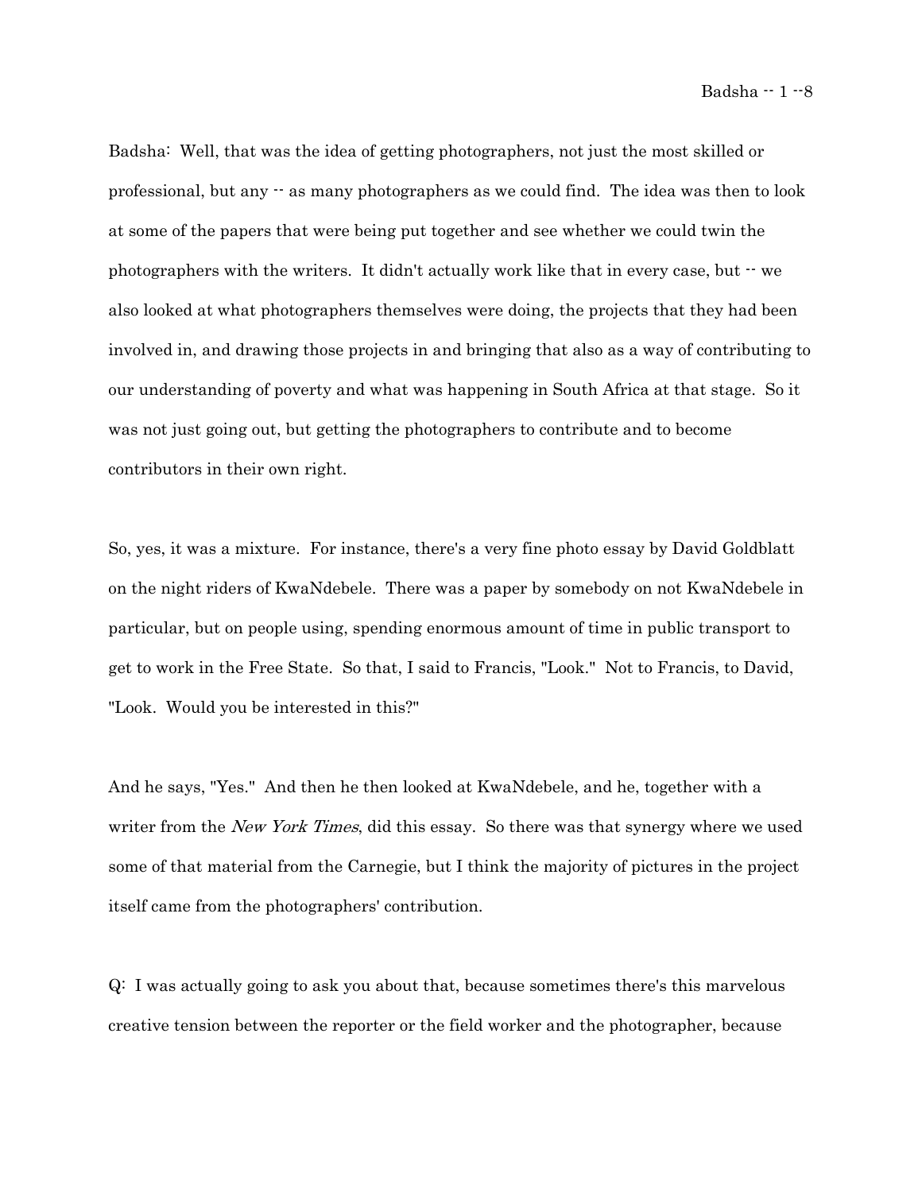Badsha: Well, that was the idea of getting photographers, not just the most skilled or professional, but any -- as many photographers as we could find. The idea was then to look at some of the papers that were being put together and see whether we could twin the photographers with the writers. It didn't actually work like that in every case, but -- we also looked at what photographers themselves were doing, the projects that they had been involved in, and drawing those projects in and bringing that also as a way of contributing to our understanding of poverty and what was happening in South Africa at that stage. So it was not just going out, but getting the photographers to contribute and to become contributors in their own right.

So, yes, it was a mixture. For instance, there's a very fine photo essay by David Goldblatt on the night riders of KwaNdebele. There was a paper by somebody on not KwaNdebele in particular, but on people using, spending enormous amount of time in public transport to get to work in the Free State. So that, I said to Francis, "Look." Not to Francis, to David, "Look. Would you be interested in this?"

And he says, "Yes." And then he then looked at KwaNdebele, and he, together with a writer from the *New York Times*, did this essay. So there was that synergy where we used some of that material from the Carnegie, but I think the majority of pictures in the project itself came from the photographers' contribution.

Q: I was actually going to ask you about that, because sometimes there's this marvelous creative tension between the reporter or the field worker and the photographer, because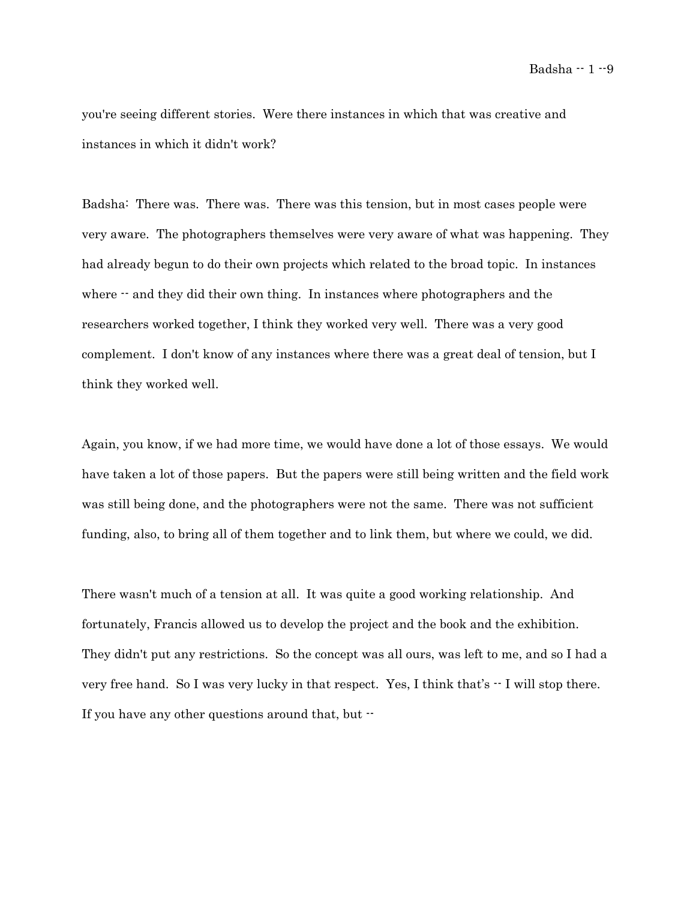you're seeing different stories. Were there instances in which that was creative and instances in which it didn't work?

Badsha: There was. There was. There was this tension, but in most cases people were very aware. The photographers themselves were very aware of what was happening. They had already begun to do their own projects which related to the broad topic. In instances where -- and they did their own thing. In instances where photographers and the researchers worked together, I think they worked very well. There was a very good complement. I don't know of any instances where there was a great deal of tension, but I think they worked well.

Again, you know, if we had more time, we would have done a lot of those essays. We would have taken a lot of those papers. But the papers were still being written and the field work was still being done, and the photographers were not the same. There was not sufficient funding, also, to bring all of them together and to link them, but where we could, we did.

There wasn't much of a tension at all. It was quite a good working relationship. And fortunately, Francis allowed us to develop the project and the book and the exhibition. They didn't put any restrictions. So the concept was all ours, was left to me, and so I had a very free hand. So I was very lucky in that respect. Yes, I think that's -- I will stop there. If you have any other questions around that, but --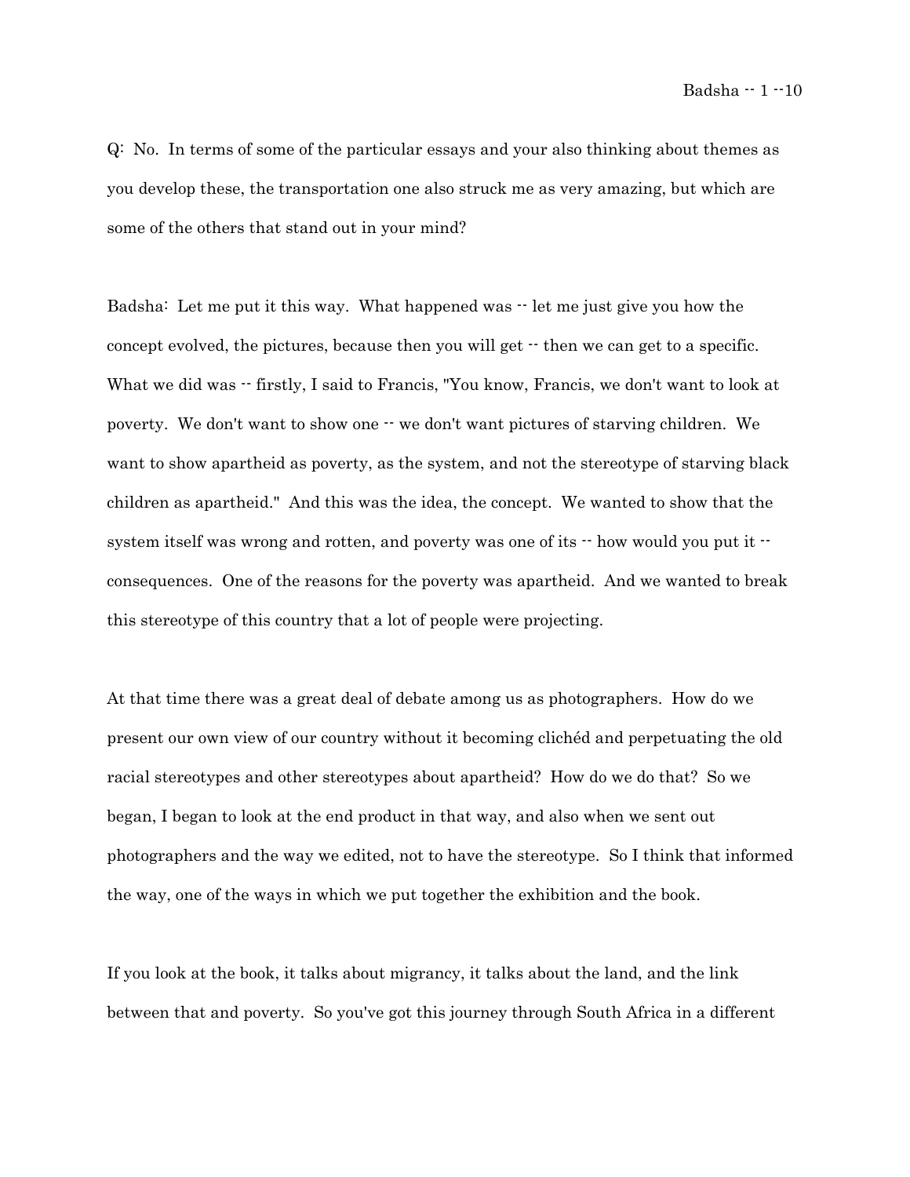Q: No. In terms of some of the particular essays and your also thinking about themes as you develop these, the transportation one also struck me as very amazing, but which are some of the others that stand out in your mind?

Badsha: Let me put it this way. What happened was -- let me just give you how the concept evolved, the pictures, because then you will get -- then we can get to a specific. What we did was -- firstly, I said to Francis, "You know, Francis, we don't want to look at poverty. We don't want to show one -- we don't want pictures of starving children. We want to show apartheid as poverty, as the system, and not the stereotype of starving black children as apartheid." And this was the idea, the concept. We wanted to show that the system itself was wrong and rotten, and poverty was one of its -- how would you put it -- consequences. One of the reasons for the poverty was apartheid. And we wanted to break this stereotype of this country that a lot of people were projecting.

At that time there was a great deal of debate among us as photographers. How do we present our own view of our country without it becoming clichéd and perpetuating the old racial stereotypes and other stereotypes about apartheid? How do we do that? So we began, I began to look at the end product in that way, and also when we sent out photographers and the way we edited, not to have the stereotype. So I think that informed the way, one of the ways in which we put together the exhibition and the book.

If you look at the book, it talks about migrancy, it talks about the land, and the link between that and poverty. So you've got this journey through South Africa in a different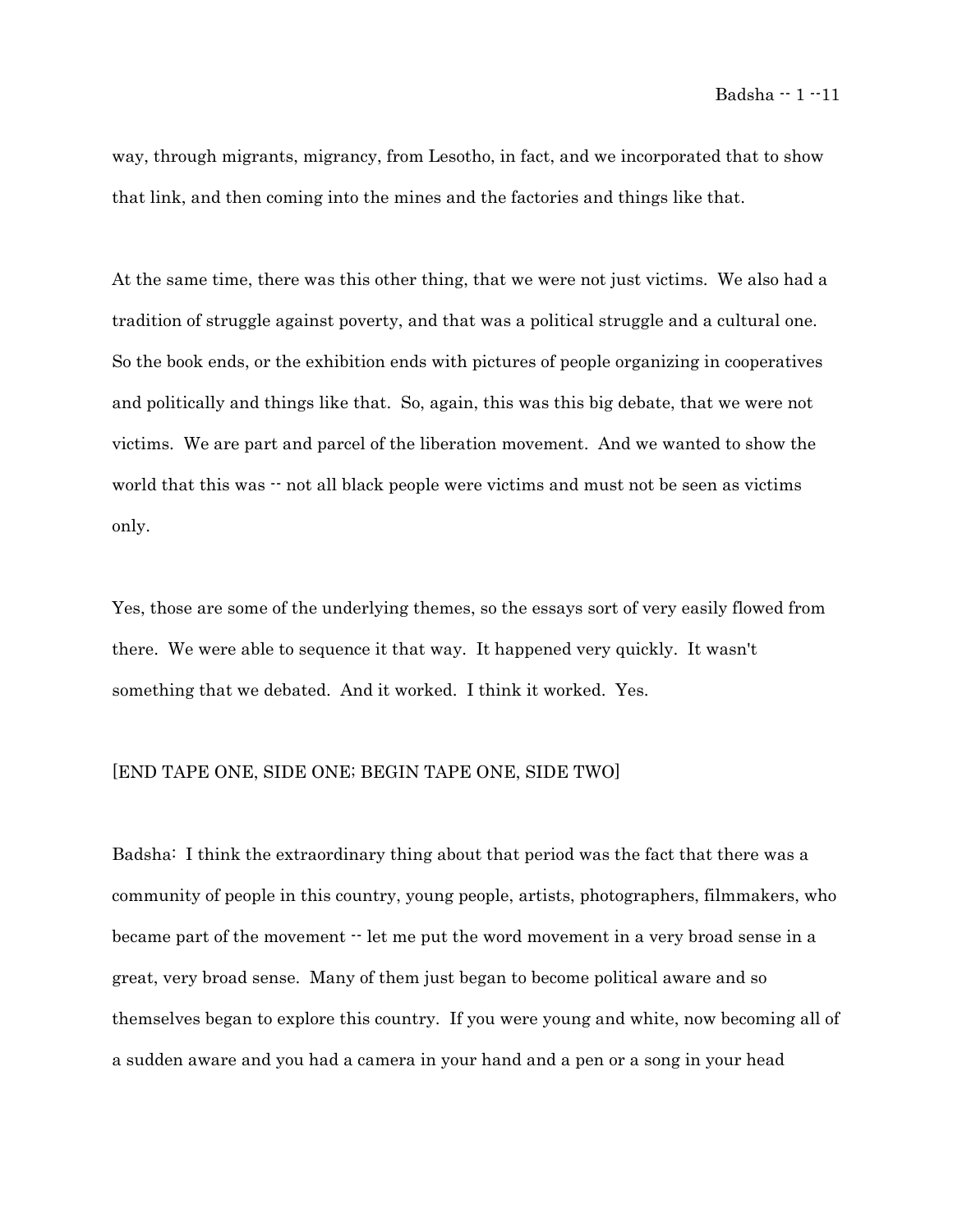way, through migrants, migrancy, from Lesotho, in fact, and we incorporated that to show that link, and then coming into the mines and the factories and things like that.

At the same time, there was this other thing, that we were not just victims. We also had a tradition of struggle against poverty, and that was a political struggle and a cultural one. So the book ends, or the exhibition ends with pictures of people organizing in cooperatives and politically and things like that. So, again, this was this big debate, that we were not victims. We are part and parcel of the liberation movement. And we wanted to show the world that this was -- not all black people were victims and must not be seen as victims only.

Yes, those are some of the underlying themes, so the essays sort of very easily flowed from there. We were able to sequence it that way. It happened very quickly. It wasn't something that we debated. And it worked. I think it worked. Yes.

[END TAPE ONE, SIDE ONE; BEGIN TAPE ONE, SIDE TWO]

Badsha: I think the extraordinary thing about that period was the fact that there was a community of people in this country, young people, artists, photographers, filmmakers, who became part of the movement -- let me put the word movement in a very broad sense in a great, very broad sense. Many of them just began to become political aware and so themselves began to explore this country. If you were young and white, now becoming all of a sudden aware and you had a camera in your hand and a pen or a song in your head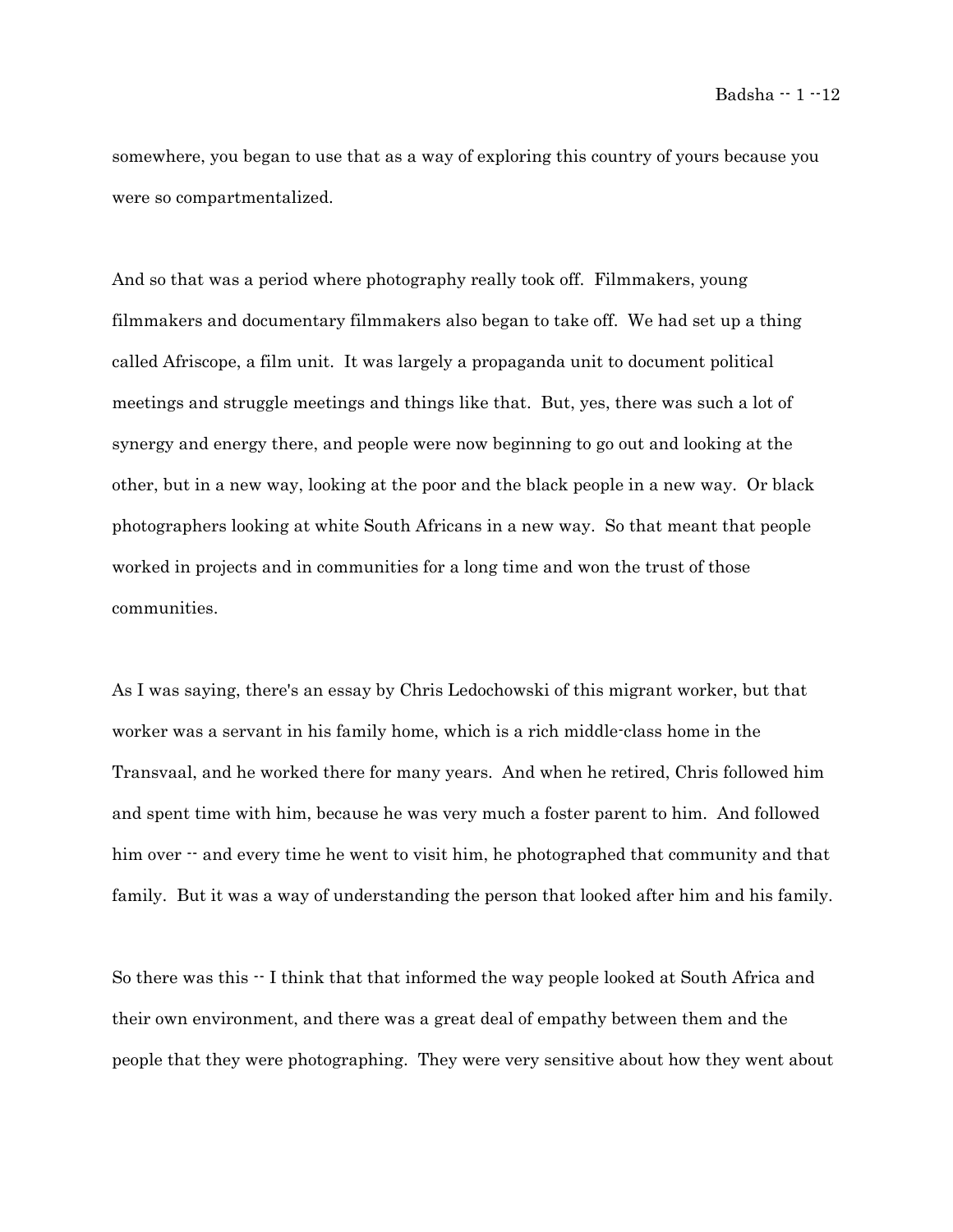somewhere, you began to use that as a way of exploring this country of yours because you were so compartmentalized.

And so that was a period where photography really took off. Filmmakers, young filmmakers and documentary filmmakers also began to take off. We had set up a thing called Afriscope, a film unit. It was largely a propaganda unit to document political meetings and struggle meetings and things like that. But, yes, there was such a lot of synergy and energy there, and people were now beginning to go out and looking at the other, but in a new way, looking at the poor and the black people in a new way. Or black photographers looking at white South Africans in a new way. So that meant that people worked in projects and in communities for a long time and won the trust of those communities.

As I was saying, there's an essay by Chris Ledochowski of this migrant worker, but that worker was a servant in his family home, which is a rich middle-class home in the Transvaal, and he worked there for many years. And when he retired, Chris followed him and spent time with him, because he was very much a foster parent to him. And followed him over -- and every time he went to visit him, he photographed that community and that family. But it was a way of understanding the person that looked after him and his family.

So there was this -- I think that that informed the way people looked at South Africa and their own environment, and there was a great deal of empathy between them and the people that they were photographing. They were very sensitive about how they went about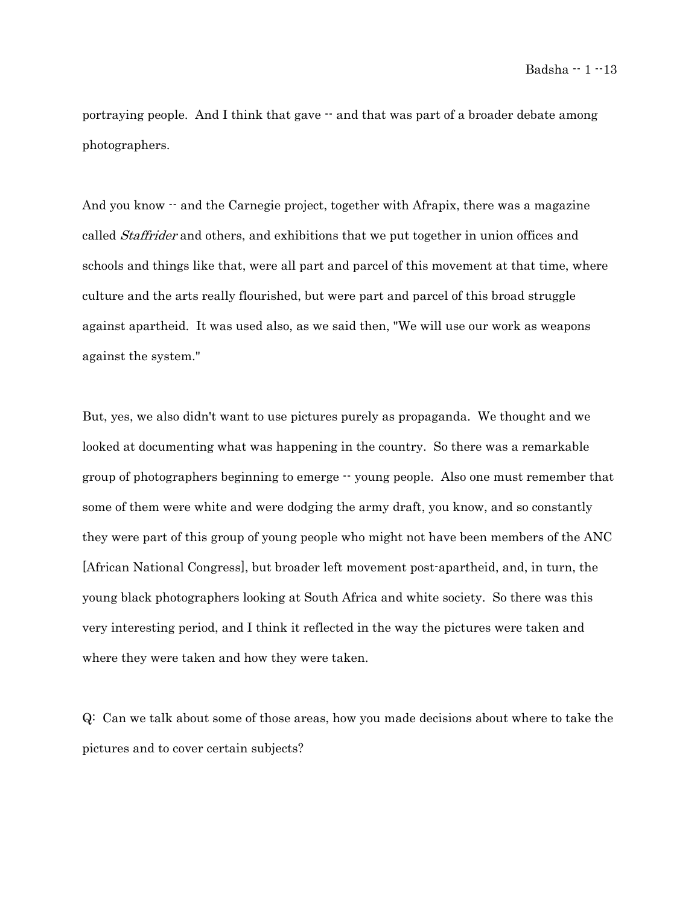portraying people. And I think that gave -- and that was part of a broader debate among photographers.

And you know -- and the Carnegie project, together with Afrapix, there was a magazine called *Staffrider* and others, and exhibitions that we put together in union offices and schools and things like that, were all part and parcel of this movement at that time, where culture and the arts really flourished, but were part and parcel of this broad struggle against apartheid. It was used also, as we said then, "We will use our work as weapons against the system."

But, yes, we also didn't want to use pictures purely as propaganda. We thought and we looked at documenting what was happening in the country. So there was a remarkable group of photographers beginning to emerge -- young people. Also one must remember that some of them were white and were dodging the army draft, you know, and so constantly they were part of this group of young people who might not have been members of the ANC [African National Congress], but broader left movement post-apartheid, and, in turn, the young black photographers looking at South Africa and white society. So there was this very interesting period, and I think it reflected in the way the pictures were taken and where they were taken and how they were taken.

Q: Can we talk about some of those areas, how you made decisions about where to take the pictures and to cover certain subjects?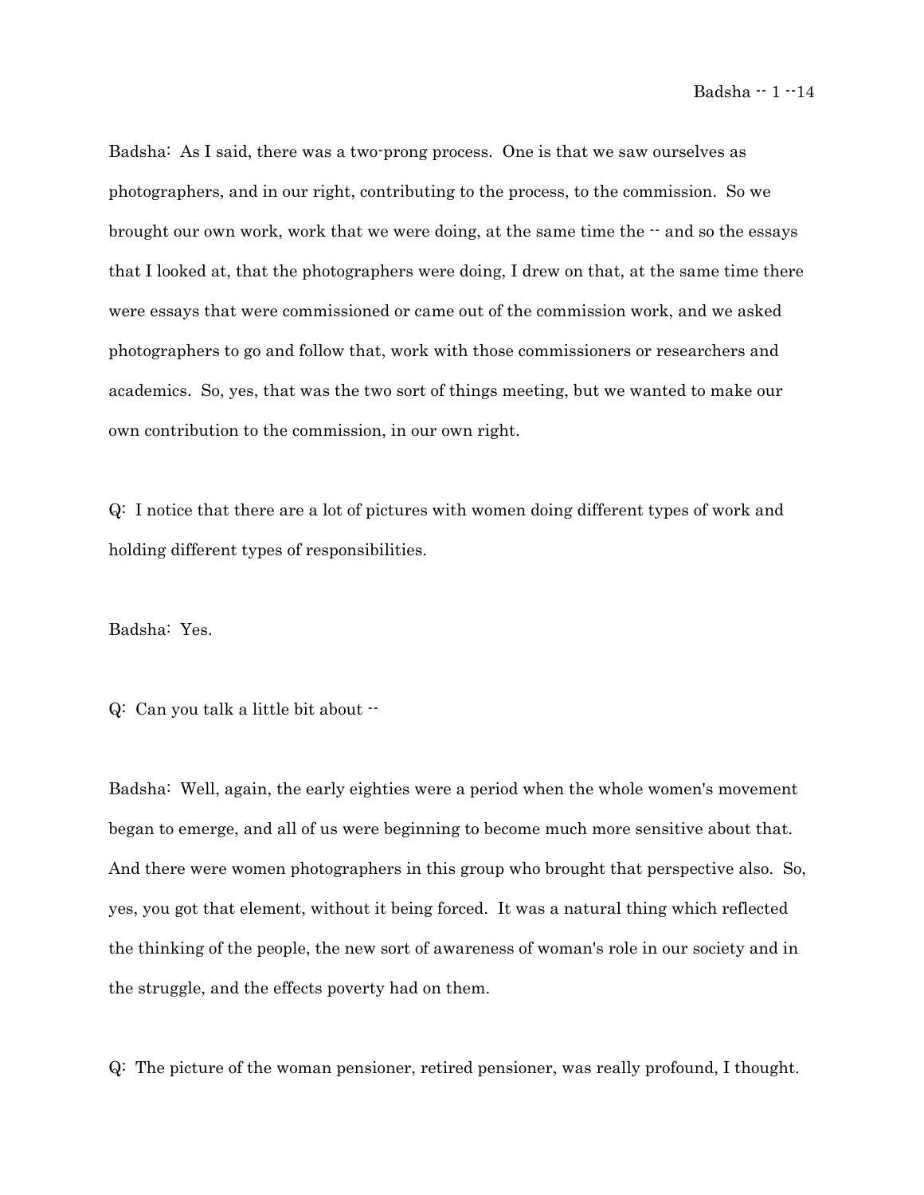Badsha: As I said, there was a two-prong process. One is that we saw ourselves as photographers, and in our right, contributing to the process, to the commission. So we brought our own work, work that we were doing, at the same time the -- and so the essays that I looked at, that the photographers were doing, I drew on that, at the same time there were essays that were commissioned or came out of the commission work, and we asked photographers to go and follow that, work with those commissioners or researchers and academics. So, yes, that was the two sort of things meeting, but we wanted to make our own contribution to the commission, in our own right.

Q: I notice that there are a lot of pictures with women doing different types of work and holding different types of responsibilities.

Badsha: Yes.

Q: Can you talk a little bit about --

Badsha: Well, again, the early eighties were a period when the whole women's movement began to emerge, and all of us were beginning to become much more sensitive about that. And there were women photographers in this group who brought that perspective also. So, yes, you got that element, without it being forced. It was a natural thing which reflected the thinking of the people, the new sort of awareness of woman's role in our society and in the struggle, and the effects poverty had on them.

Q: The picture of the woman pensioner, retired pensioner, was really profound, I thought.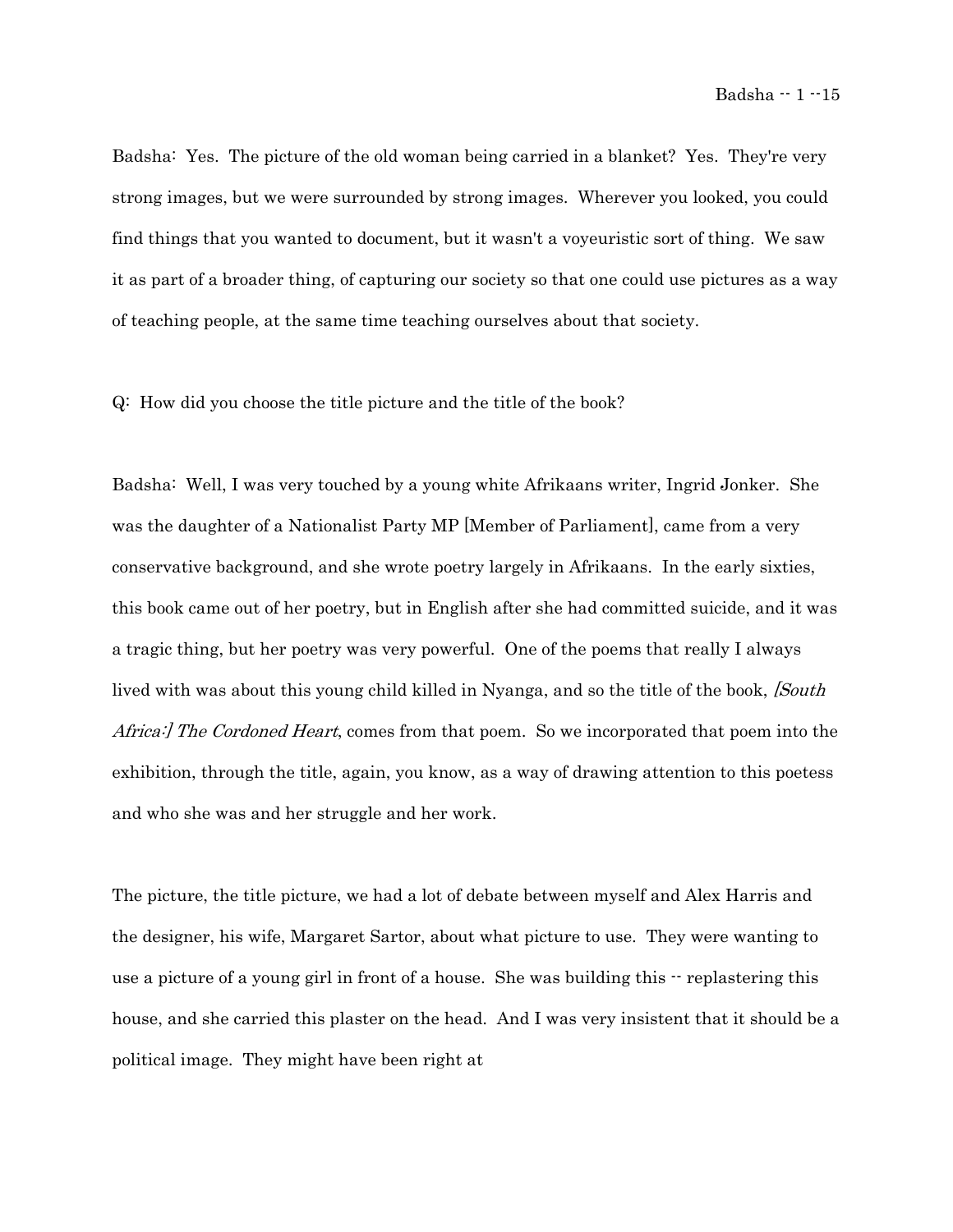Badsha: Yes. The picture of the old woman being carried in a blanket? Yes. They're very strong images, but we were surrounded by strong images. Wherever you looked, you could find things that you wanted to document, but it wasn't a voyeuristic sort of thing. We saw it as part of a broader thing, of capturing our society so that one could use pictures as a way of teaching people, at the same time teaching ourselves about that society.

Q: How did you choose the title picture and the title of the book?

Badsha: Well, I was very touched by a young white Afrikaans writer, Ingrid Jonker. She was the daughter of a Nationalist Party MP [Member of Parliament], came from a very conservative background, and she wrote poetry largely in Afrikaans. In the early sixties, this book came out of her poetry, but in English after she had committed suicide, and it was a tragic thing, but her poetry was very powerful. One of the poems that really I always lived with was about this young child killed in Nyanga, and so the title of the book, *[South Africa:] The Cordoned Heart*, comes from that poem. So we incorporated that poem into the exhibition, through the title, again, you know, as a way of drawing attention to this poetess and who she was and her struggle and her work.

The picture, the title picture, we had a lot of debate between myself and Alex Harris and the designer, his wife, Margaret Sartor, about what picture to use. They were wanting to use a picture of a young girl in front of a house. She was building this -- replastering this house, and she carried this plaster on the head. And I was very insistent that it should be a political image. They might have been right at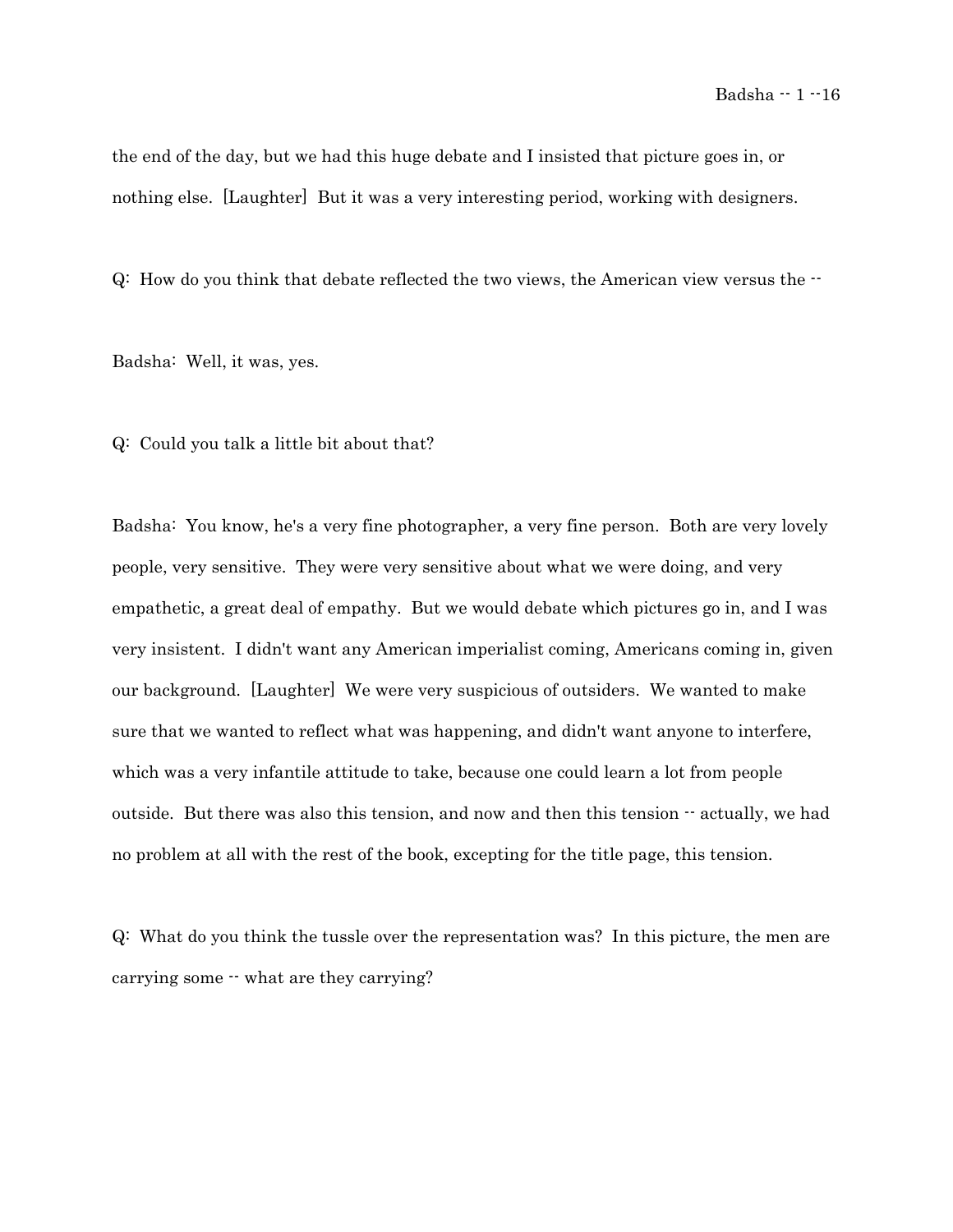the end of the day, but we had this huge debate and I insisted that picture goes in, or nothing else. [Laughter] But it was a very interesting period, working with designers.

Q: How do you think that debate reflected the two views, the American view versus the --

Badsha: Well, it was, yes.

Q: Could you talk a little bit about that?

Badsha: You know, he's a very fine photographer, a very fine person. Both are very lovely people, very sensitive. They were very sensitive about what we were doing, and very empathetic, a great deal of empathy. But we would debate which pictures go in, and I was very insistent. I didn't want any American imperialist coming, Americans coming in, given our background. [Laughter] We were very suspicious of outsiders. We wanted to make sure that we wanted to reflect what was happening, and didn't want anyone to interfere, which was a very infantile attitude to take, because one could learn a lot from people outside. But there was also this tension, and now and then this tension -- actually, we had no problem at all with the rest of the book, excepting for the title page, this tension.

Q: What do you think the tussle over the representation was? In this picture, the men are carrying some -- what are they carrying?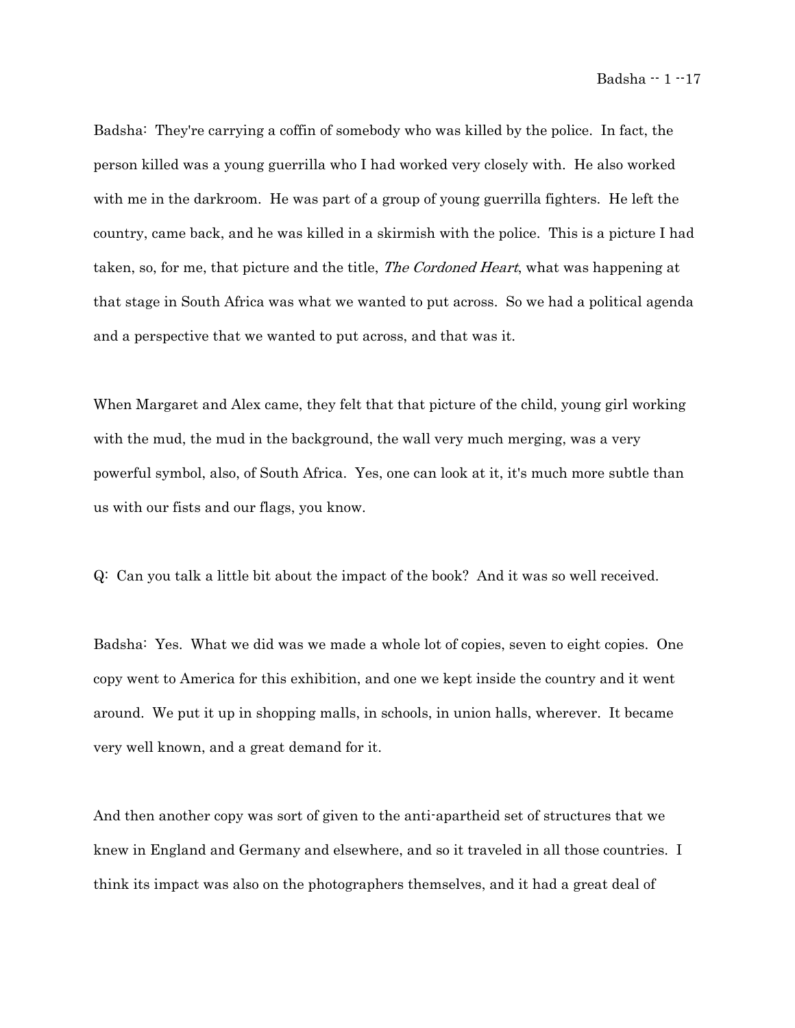Badsha: They're carrying a coffin of somebody who was killed by the police. In fact, the person killed was a young guerrilla who I had worked very closely with. He also worked with me in the darkroom. He was part of a group of young guerrilla fighters. He left the country, came back, and he was killed in a skirmish with the police. This is a picture I had taken, so, for me, that picture and the title, *The Cordoned Heart*, what was happening at that stage in South Africa was what we wanted to put across. So we had a political agenda and a perspective that we wanted to put across, and that was it.

When Margaret and Alex came, they felt that that picture of the child, young girl working with the mud, the mud in the background, the wall very much merging, was a very powerful symbol, also, of South Africa. Yes, one can look at it, it's much more subtle than us with our fists and our flags, you know.

Q: Can you talk a little bit about the impact of the book? And it was so well received.

Badsha: Yes. What we did was we made a whole lot of copies, seven to eight copies. One copy went to America for this exhibition, and one we kept inside the country and it went around. We put it up in shopping malls, in schools, in union halls, wherever. It became very well known, and a great demand for it.

And then another copy was sort of given to the anti-apartheid set of structures that we knew in England and Germany and elsewhere, and so it traveled in all those countries. I think its impact was also on the photographers themselves, and it had a great deal of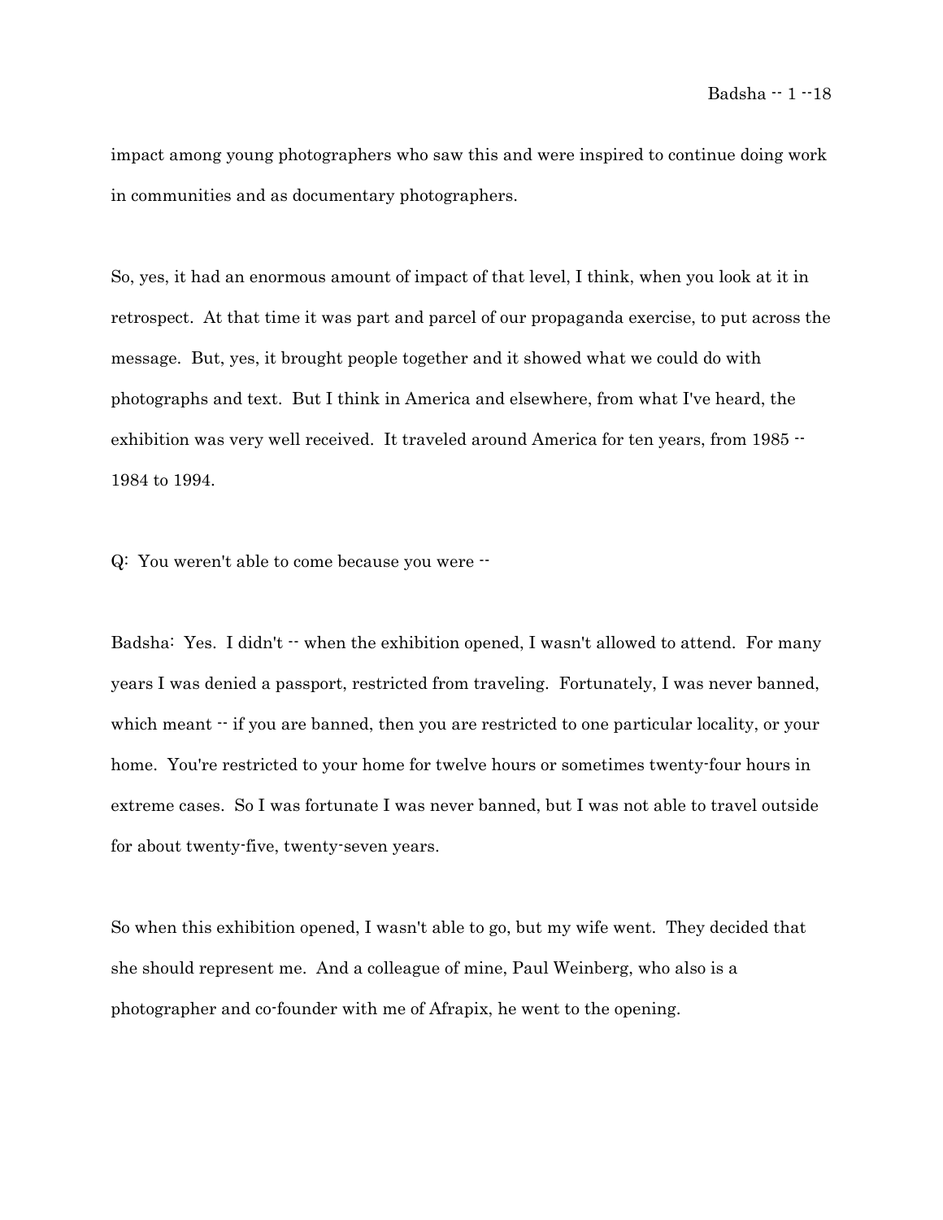impact among young photographers who saw this and were inspired to continue doing work in communities and as documentary photographers.

So, yes, it had an enormous amount of impact of that level, I think, when you look at it in retrospect. At that time it was part and parcel of our propaganda exercise, to put across the message. But, yes, it brought people together and it showed what we could do with photographs and text. But I think in America and elsewhere, from what I've heard, the exhibition was very well received. It traveled around America for ten years, from 1985 -- 1984 to 1994.

Q: You weren't able to come because you were --

Badsha: Yes. I didn't -- when the exhibition opened, I wasn't allowed to attend. For many years I was denied a passport, restricted from traveling. Fortunately, I was never banned, which meant -- if you are banned, then you are restricted to one particular locality, or your home. You're restricted to your home for twelve hours or sometimes twenty-four hours in extreme cases. So I was fortunate I was never banned, but I was not able to travel outside for about twenty-five, twenty-seven years.

So when this exhibition opened, I wasn't able to go, but my wife went. They decided that she should represent me. And a colleague of mine, Paul Weinberg, who also is a photographer and co-founder with me of Afrapix, he went to the opening.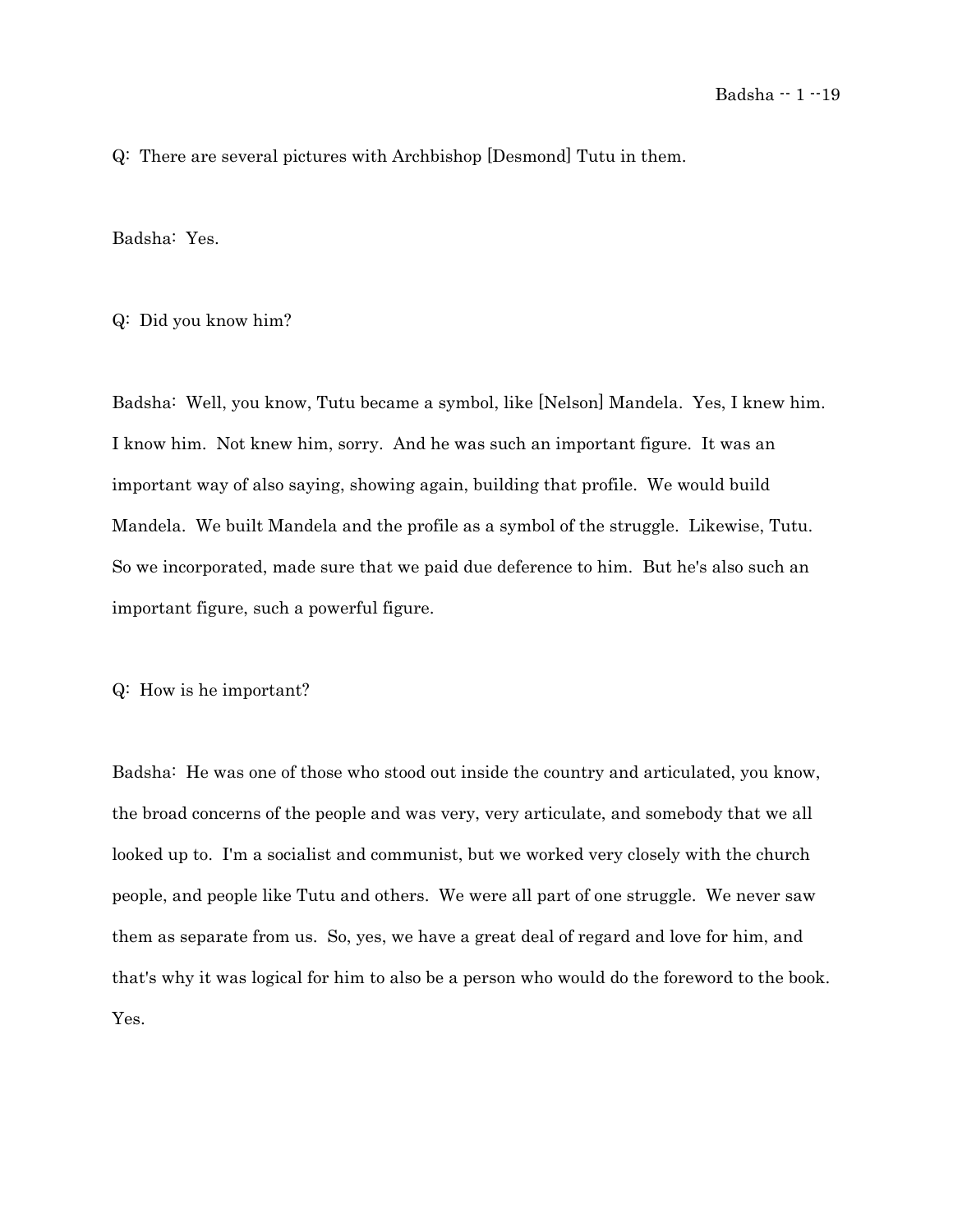Q: There are several pictures with Archbishop [Desmond] Tutu in them.

Badsha: Yes.

Q: Did you know him?

Badsha: Well, you know, Tutu became a symbol, like [Nelson] Mandela. Yes, I knew him. I know him. Not knew him, sorry. And he was such an important figure. It was an important way of also saying, showing again, building that profile. We would build Mandela. We built Mandela and the profile as a symbol of the struggle. Likewise, Tutu. So we incorporated, made sure that we paid due deference to him. But he's also such an important figure, such a powerful figure.

Q: How is he important?

Badsha: He was one of those who stood out inside the country and articulated, you know, the broad concerns of the people and was very, very articulate, and somebody that we all looked up to. I'm a socialist and communist, but we worked very closely with the church people, and people like Tutu and others. We were all part of one struggle. We never saw them as separate from us. So, yes, we have a great deal of regard and love for him, and that's why it was logical for him to also be a person who would do the foreword to the book. Yes.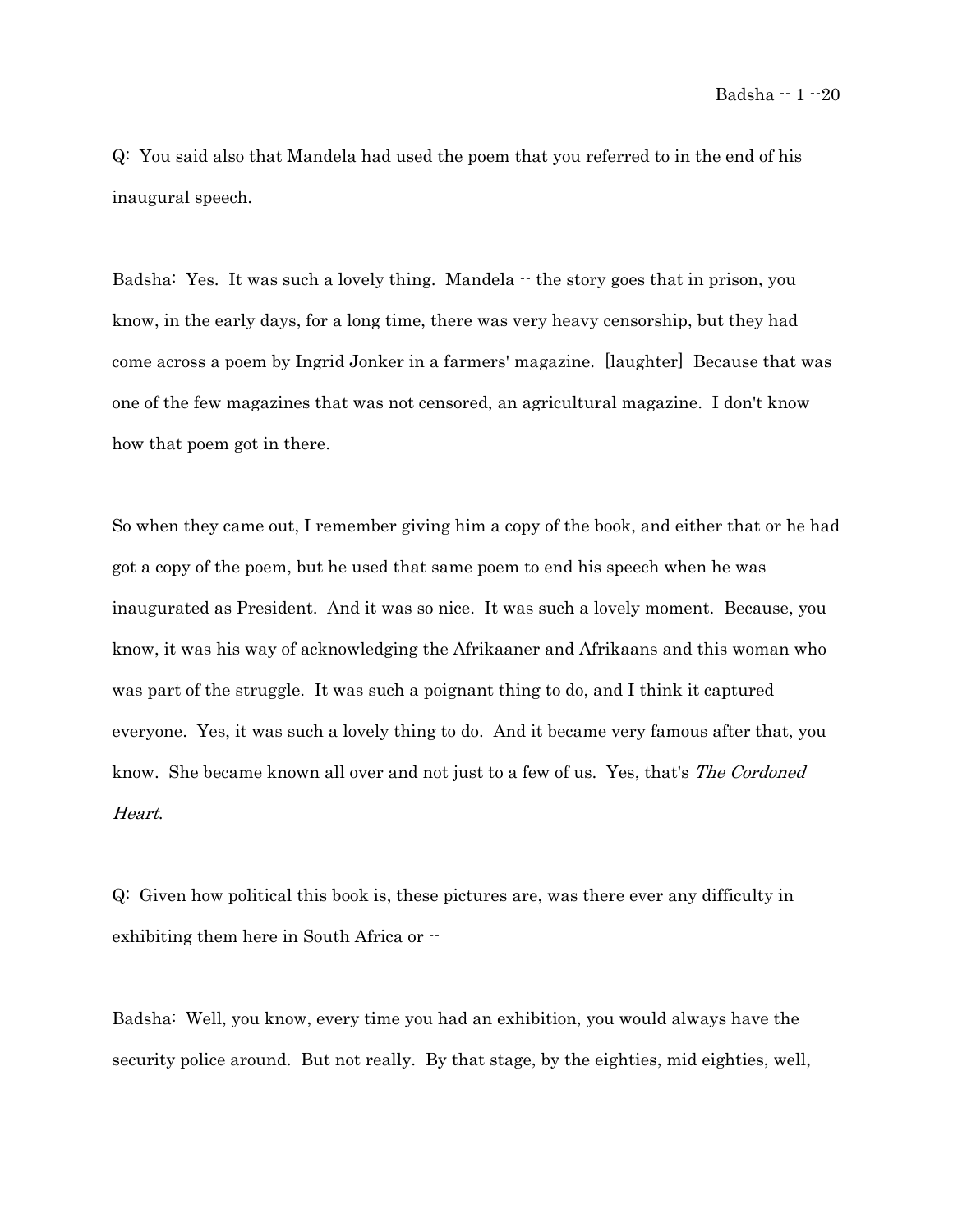Q: You said also that Mandela had used the poem that you referred to in the end of his inaugural speech.

Badsha: Yes. It was such a lovely thing. Mandela -- the story goes that in prison, you know, in the early days, for a long time, there was very heavy censorship, but they had come across a poem by Ingrid Jonker in a farmers' magazine. [laughter] Because that was one of the few magazines that was not censored, an agricultural magazine. I don't know how that poem got in there.

So when they came out, I remember giving him a copy of the book, and either that or he had got a copy of the poem, but he used that same poem to end his speech when he was inaugurated as President. And it was so nice. It was such a lovely moment. Because, you know, it was his way of acknowledging the Afrikaaner and Afrikaans and this woman who was part of the struggle. It was such a poignant thing to do, and I think it captured everyone. Yes, it was such a lovely thing to do. And it became very famous after that, you know. She became known all over and not just to a few of us. Yes, that's *The Cordoned Heart*.

Q: Given how political this book is, these pictures are, was there ever any difficulty in exhibiting them here in South Africa or --

Badsha: Well, you know, every time you had an exhibition, you would always have the security police around. But not really. By that stage, by the eighties, mid eighties, well,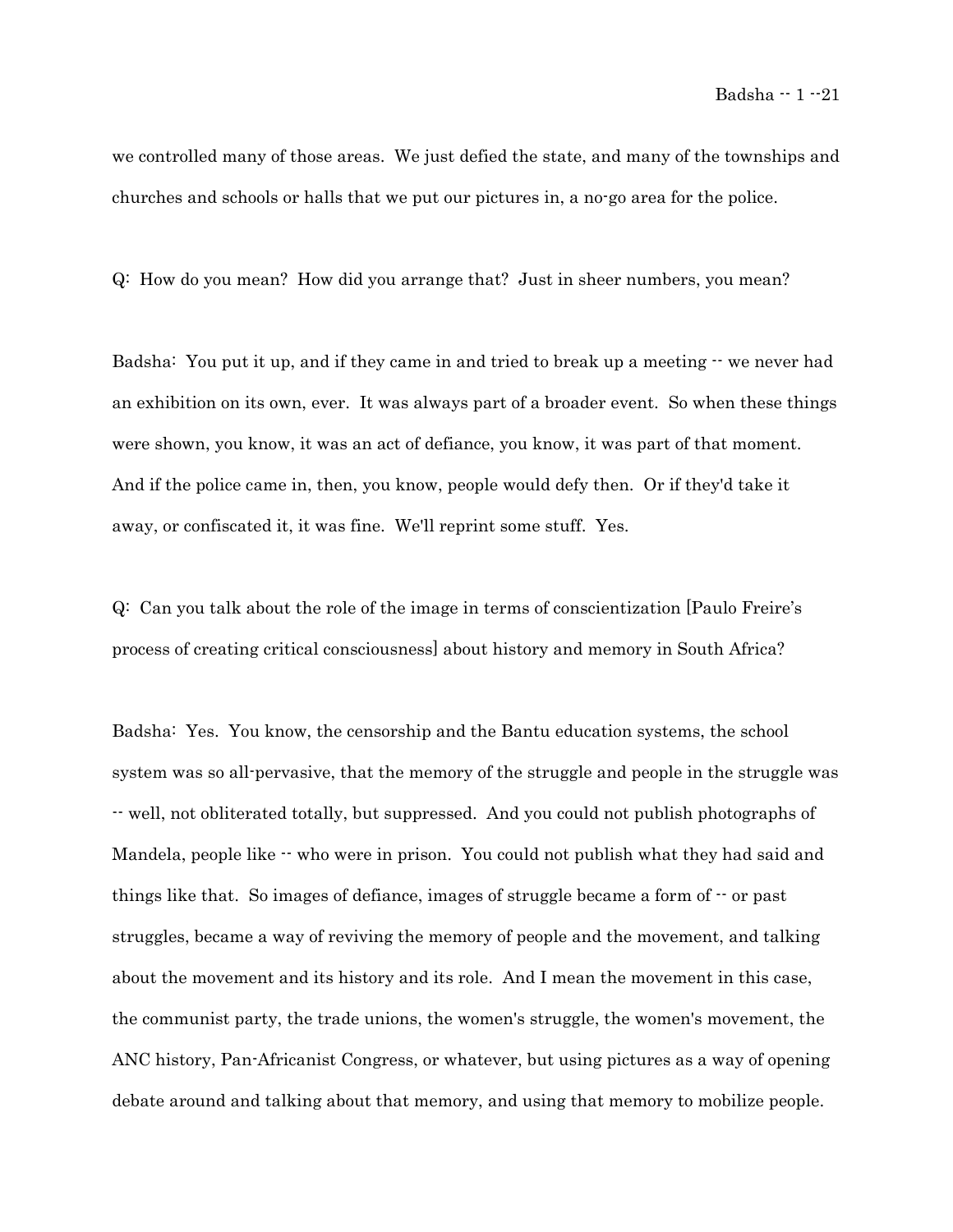we controlled many of those areas. We just defied the state, and many of the townships and churches and schools or halls that we put our pictures in, a no-go area for the police.

Q: How do you mean? How did you arrange that? Just in sheer numbers, you mean?

Badsha: You put it up, and if they came in and tried to break up a meeting -- we never had an exhibition on its own, ever. It was always part of a broader event. So when these things were shown, you know, it was an act of defiance, you know, it was part of that moment. And if the police came in, then, you know, people would defy then. Or if they'd take it away, or confiscated it, it was fine. We'll reprint some stuff. Yes.

Q: Can you talk about the role of the image in terms of conscientization [Paulo Freire's process of creating critical consciousness] about history and memory in South Africa?

Badsha: Yes. You know, the censorship and the Bantu education systems, the school system was so all-pervasive, that the memory of the struggle and people in the struggle was -- well, not obliterated totally, but suppressed. And you could not publish photographs of Mandela, people like -- who were in prison. You could not publish what they had said and things like that. So images of defiance, images of struggle became a form of -- or past struggles, became a way of reviving the memory of people and the movement, and talking about the movement and its history and its role. And I mean the movement in this case, the communist party, the trade unions, the women's struggle, the women's movement, the ANC history, Pan-Africanist Congress, or whatever, but using pictures as a way of opening debate around and talking about that memory, and using that memory to mobilize people.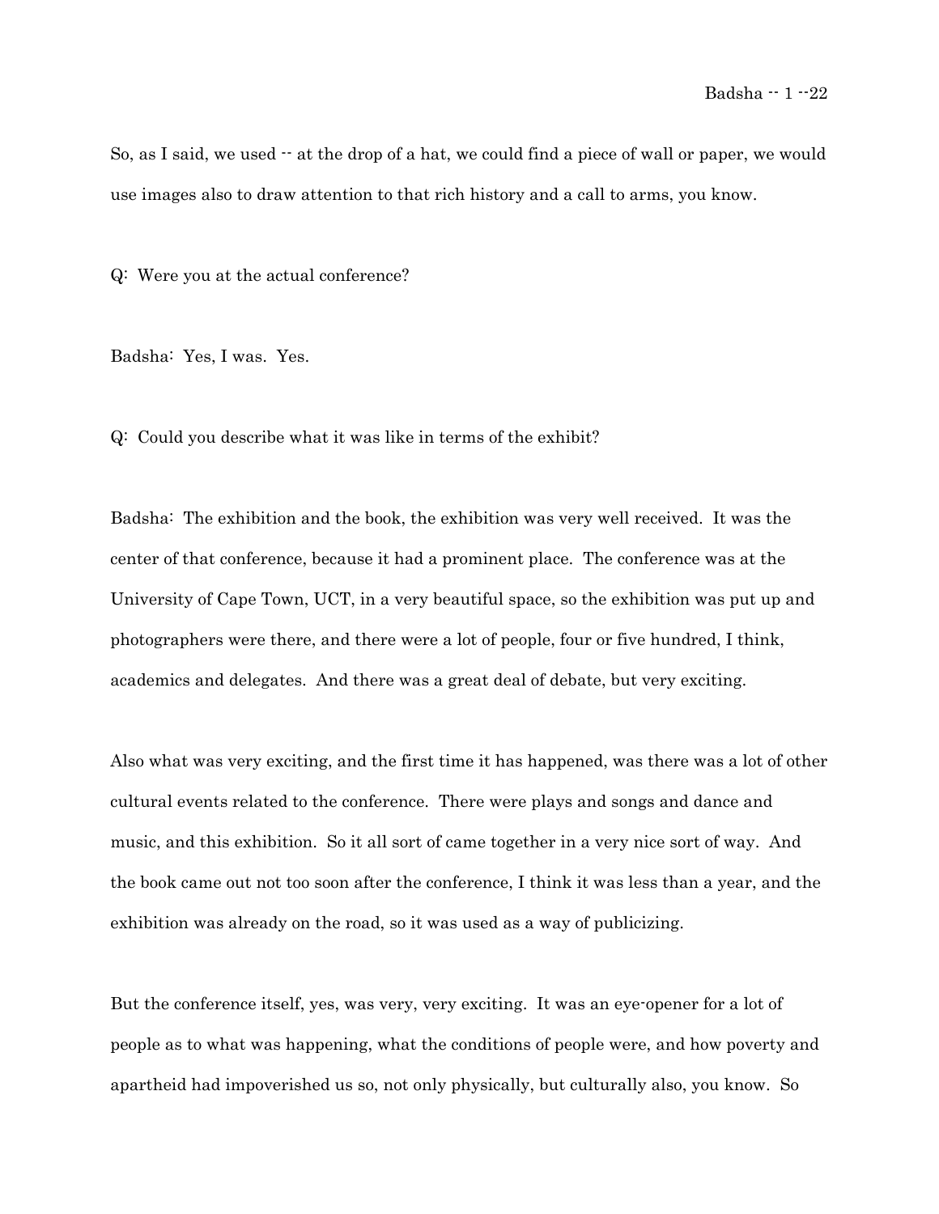So, as I said, we used -- at the drop of a hat, we could find a piece of wall or paper, we would use images also to draw attention to that rich history and a call to arms, you know.

Q: Were you at the actual conference?

Badsha: Yes, I was. Yes.

Q: Could you describe what it was like in terms of the exhibit?

Badsha: The exhibition and the book, the exhibition was very well received. It was the center of that conference, because it had a prominent place. The conference was at the University of Cape Town, UCT, in a very beautiful space, so the exhibition was put up and photographers were there, and there were a lot of people, four or five hundred, I think, academics and delegates. And there was a great deal of debate, but very exciting.

Also what was very exciting, and the first time it has happened, was there was a lot of other cultural events related to the conference. There were plays and songs and dance and music, and this exhibition. So it all sort of came together in a very nice sort of way. And the book came out not too soon after the conference, I think it was less than a year, and the exhibition was already on the road, so it was used as a way of publicizing.

But the conference itself, yes, was very, very exciting. It was an eye-opener for a lot of people as to what was happening, what the conditions of people were, and how poverty and apartheid had impoverished us so, not only physically, but culturally also, you know. So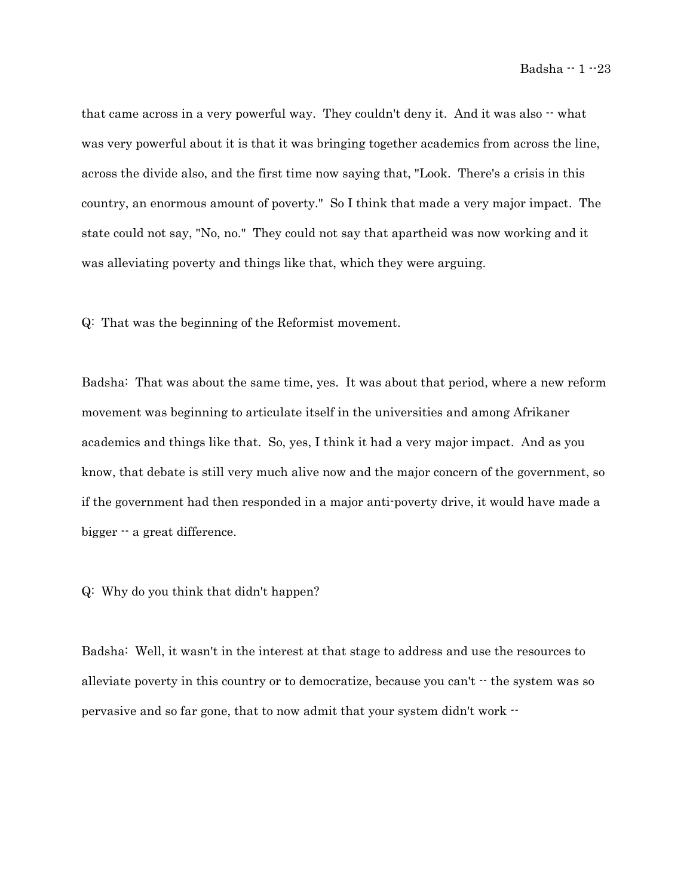that came across in a very powerful way. They couldn't deny it. And it was also -- what was very powerful about it is that it was bringing together academics from across the line, across the divide also, and the first time now saying that, "Look. There's a crisis in this country, an enormous amount of poverty." So I think that made a very major impact. The state could not say, "No, no." They could not say that apartheid was now working and it was alleviating poverty and things like that, which they were arguing.

Q: That was the beginning of the Reformist movement.

Badsha: That was about the same time, yes. It was about that period, where a new reform movement was beginning to articulate itself in the universities and among Afrikaner academics and things like that. So, yes, I think it had a very major impact. And as you know, that debate is still very much alive now and the major concern of the government, so if the government had then responded in a major anti-poverty drive, it would have made a bigger -- a great difference.

Q: Why do you think that didn't happen?

Badsha: Well, it wasn't in the interest at that stage to address and use the resources to alleviate poverty in this country or to democratize, because you can't -- the system was so pervasive and so far gone, that to now admit that your system didn't work --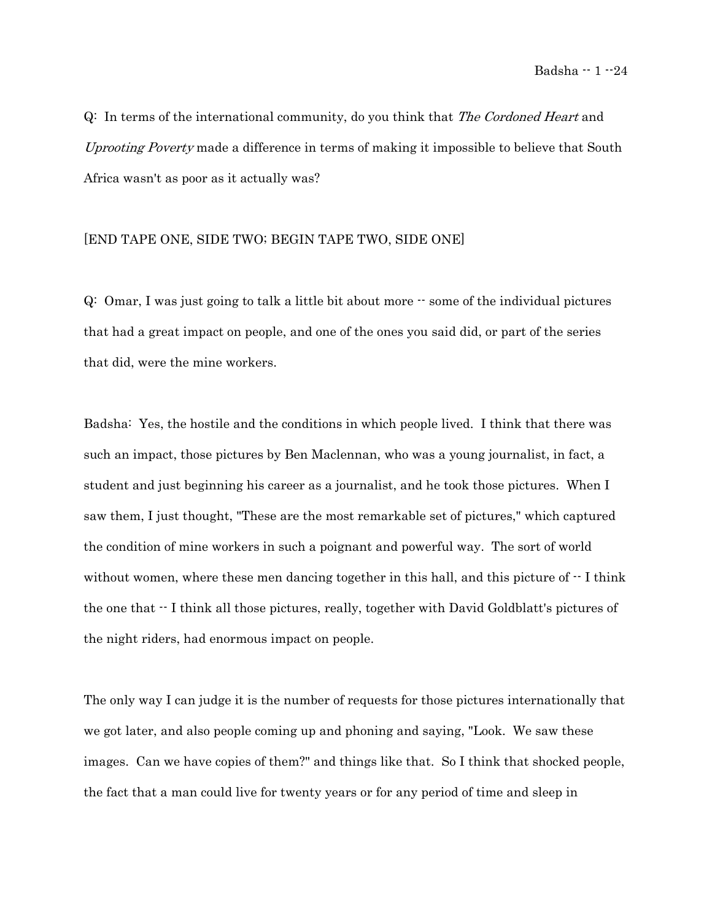Q: In terms of the international community, do you think that *The Cordoned Heart* and *Uprooting Poverty* made a difference in terms of making it impossible to believe that South Africa wasn't as poor as it actually was?

[END TAPE ONE, SIDE TWO; BEGIN TAPE TWO, SIDE ONE]

Q: Omar, I was just going to talk a little bit about more -- some of the individual pictures that had a great impact on people, and one of the ones you said did, or part of the series that did, were the mine workers.

Badsha: Yes, the hostile and the conditions in which people lived. I think that there was such an impact, those pictures by Ben Maclennan, who was a young journalist, in fact, a student and just beginning his career as a journalist, and he took those pictures. When I saw them, I just thought, "These are the most remarkable set of pictures," which captured the condition of mine workers in such a poignant and powerful way. The sort of world without women, where these men dancing together in this hall, and this picture of -- I think the one that -- I think all those pictures, really, together with David Goldblatt's pictures of the night riders, had enormous impact on people.

The only way I can judge it is the number of requests for those pictures internationally that we got later, and also people coming up and phoning and saying, "Look. We saw these images. Can we have copies of them?" and things like that. So I think that shocked people, the fact that a man could live for twenty years or for any period of time and sleep in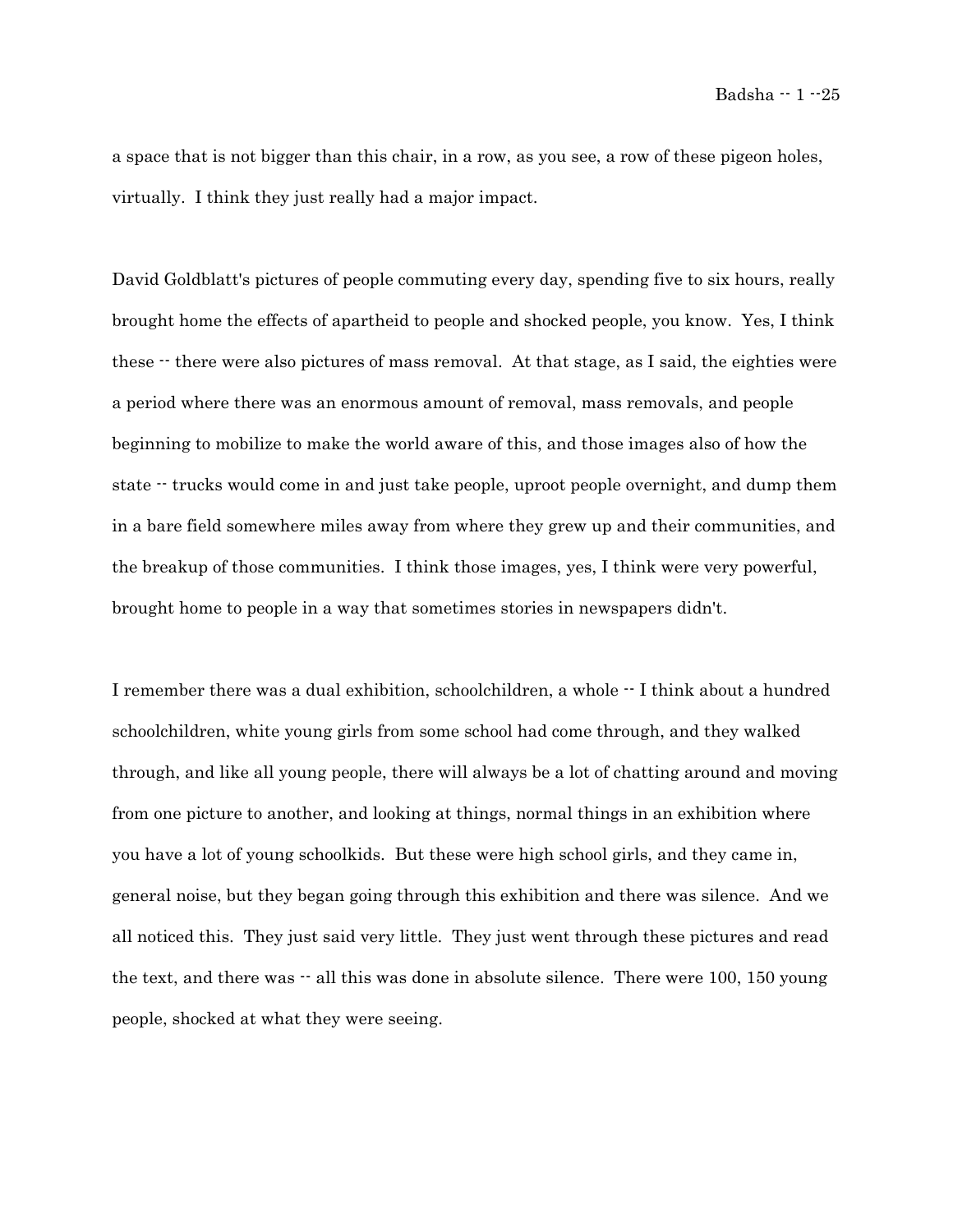a space that is not bigger than this chair, in a row, as you see, a row of these pigeon holes, virtually. I think they just really had a major impact.

David Goldblatt's pictures of people commuting every day, spending five to six hours, really brought home the effects of apartheid to people and shocked people, you know. Yes, I think these -- there were also pictures of mass removal. At that stage, as I said, the eighties were a period where there was an enormous amount of removal, mass removals, and people beginning to mobilize to make the world aware of this, and those images also of how the state -- trucks would come in and just take people, uproot people overnight, and dump them in a bare field somewhere miles away from where they grew up and their communities, and the breakup of those communities. I think those images, yes, I think were very powerful, brought home to people in a way that sometimes stories in newspapers didn't.

I remember there was a dual exhibition, schoolchildren, a whole -- I think about a hundred schoolchildren, white young girls from some school had come through, and they walked through, and like all young people, there will always be a lot of chatting around and moving from one picture to another, and looking at things, normal things in an exhibition where you have a lot of young schoolkids. But these were high school girls, and they came in, general noise, but they began going through this exhibition and there was silence. And we all noticed this. They just said very little. They just went through these pictures and read the text, and there was -- all this was done in absolute silence. There were 100, 150 young people, shocked at what they were seeing.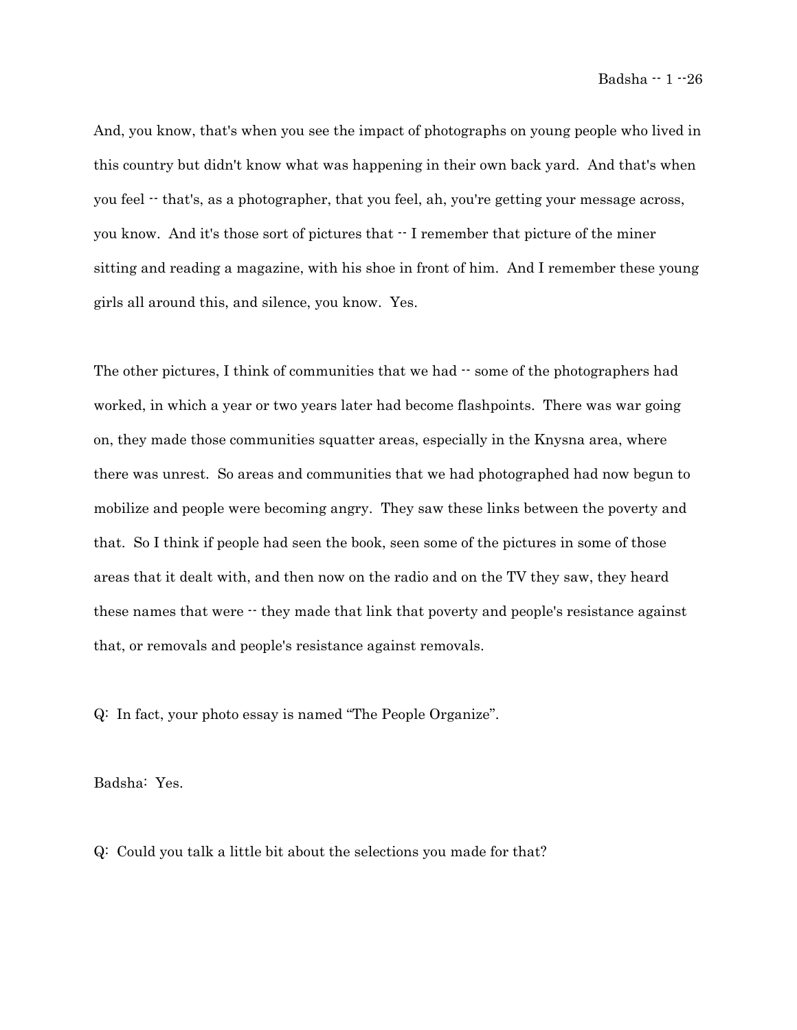And, you know, that's when you see the impact of photographs on young people who lived in this country but didn't know what was happening in their own back yard. And that's when you feel -- that's, as a photographer, that you feel, ah, you're getting your message across, you know. And it's those sort of pictures that -- I remember that picture of the miner sitting and reading a magazine, with his shoe in front of him. And I remember these young girls all around this, and silence, you know. Yes.

The other pictures, I think of communities that we had -- some of the photographers had worked, in which a year or two years later had become flashpoints. There was war going on, they made those communities squatter areas, especially in the Knysna area, where there was unrest. So areas and communities that we had photographed had now begun to mobilize and people were becoming angry. They saw these links between the poverty and that. So I think if people had seen the book, seen some of the pictures in some of those areas that it dealt with, and then now on the radio and on the TV they saw, they heard these names that were -- they made that link that poverty and people's resistance against that, or removals and people's resistance against removals.

Q: In fact, your photo essay is named “The People Organize”.

Badsha: Yes.

Q: Could you talk a little bit about the selections you made for that?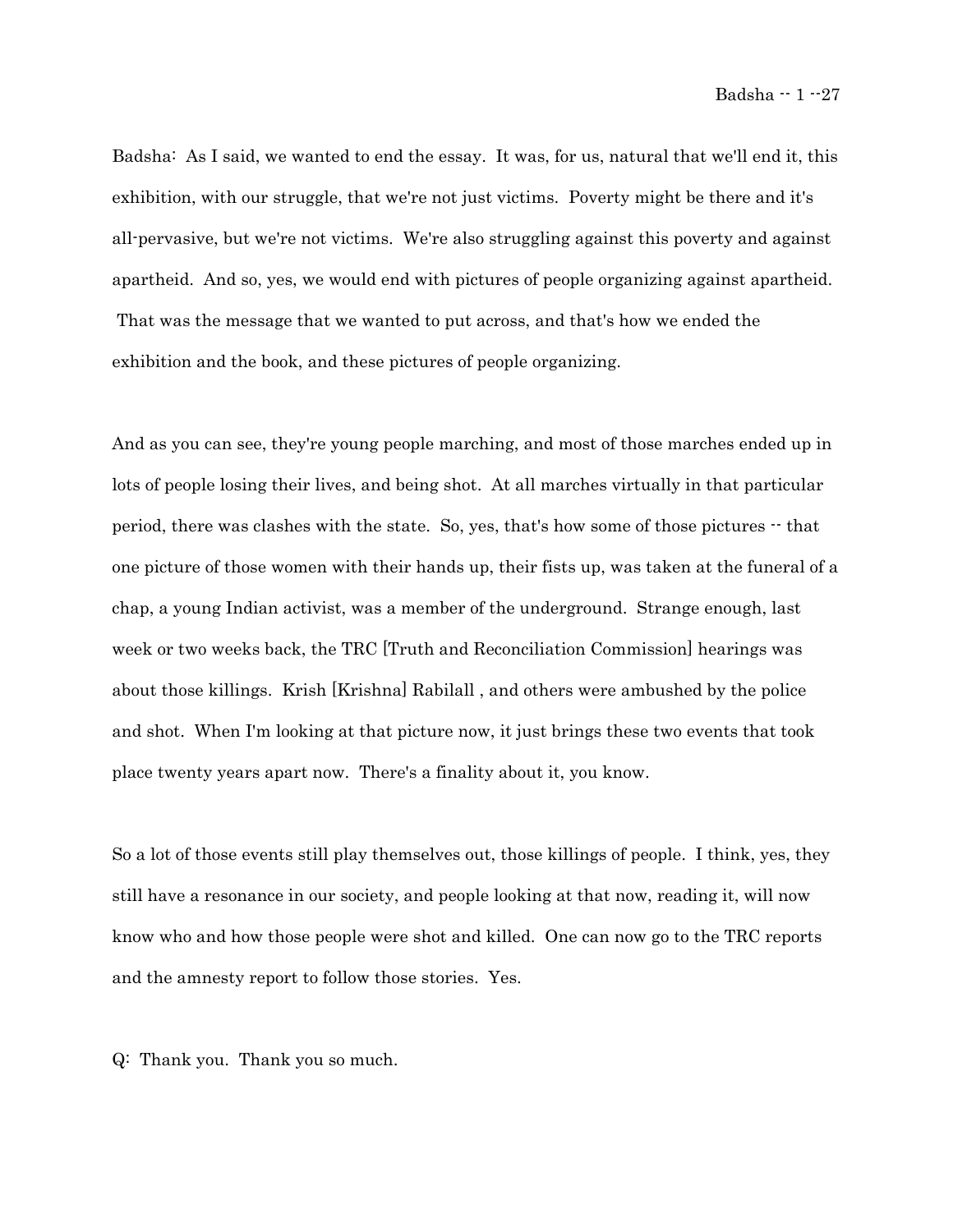Badsha: As I said, we wanted to end the essay. It was, for us, natural that we'll end it, this exhibition, with our struggle, that we're not just victims. Poverty might be there and it's all-pervasive, but we're not victims. We're also struggling against this poverty and against apartheid. And so, yes, we would end with pictures of people organizing against apartheid. That was the message that we wanted to put across, and that's how we ended the exhibition and the book, and these pictures of people organizing.

And as you can see, they're young people marching, and most of those marches ended up in lots of people losing their lives, and being shot. At all marches virtually in that particular period, there was clashes with the state. So, yes, that's how some of those pictures -- that one picture of those women with their hands up, their fists up, was taken at the funeral of a chap, a young Indian activist, was a member of the underground. Strange enough, last week or two weeks back, the TRC [Truth and Reconciliation Commission] hearings was about those killings. Krish [Krishna] Rabilall , and others were ambushed by the police and shot. When I'm looking at that picture now, it just brings these two events that took place twenty years apart now. There's a finality about it, you know.

So a lot of those events still play themselves out, those killings of people. I think, yes, they still have a resonance in our society, and people looking at that now, reading it, will now know who and how those people were shot and killed. One can now go to the TRC reports and the amnesty report to follow those stories. Yes.

Q: Thank you. Thank you so much.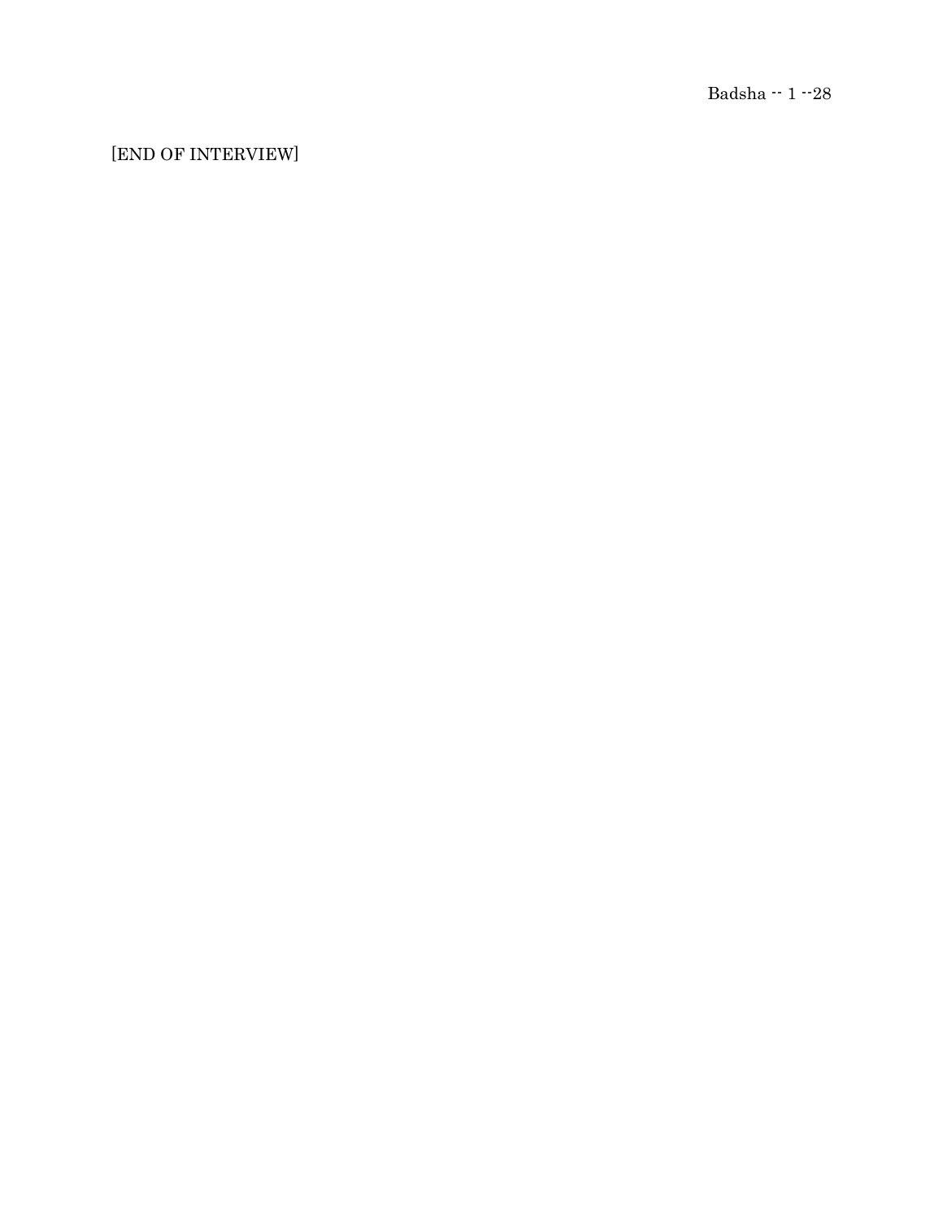[END OF INTERVIEW]